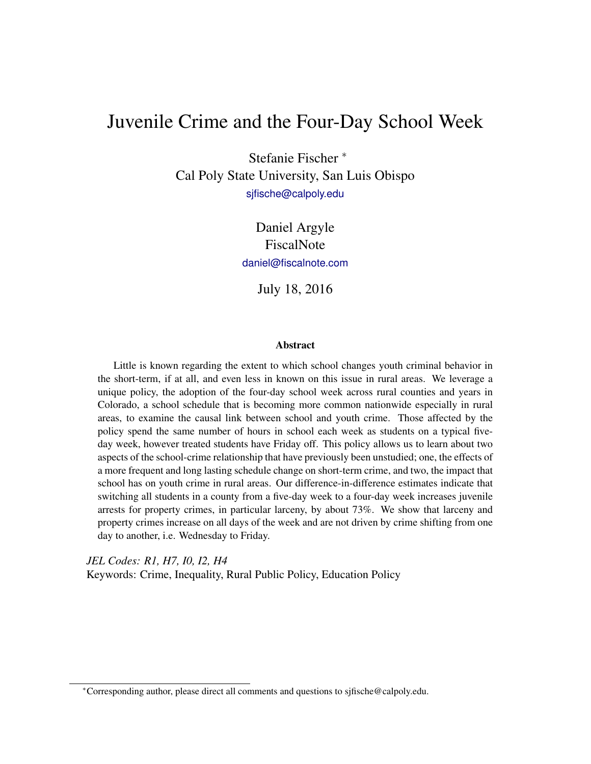# Juvenile Crime and the Four-Day School Week

Stefanie Fischer [*]
Cal Poly State University, San Luis Obispo
sjfische@calpoly.edu

Daniel Argyle
FiscalNote
daniel@fiscalnote.com

July 18, 2016

### Abstract

Little is known regarding the extent to which school changes youth criminal behavior in the short-term, if at all, and even less in known on this issue in rural areas. We leverage a unique policy, the adoption of the four-day school week across rural counties and years in Colorado, a school schedule that is becoming more common nationwide especially in rural areas, to examine the causal link between school and youth crime. Those affected by the policy spend the same number of hours in school each week as students on a typical five-day week, however treated students have Friday off. This policy allows us to learn about two aspects of the school-crime relationship that have previously been unstudied; one, the effects of a more frequent and long lasting schedule change on short-term crime, and two, the impact that school has on youth crime in rural areas. Our difference-in-difference estimates indicate that switching all students in a county from a five-day week to a four-day week increases juvenile arrests for property crimes, in particular larceny, by about 73%. We show that larceny and property crimes increase on all days of the week and are not driven by crime shifting from one day to another, i.e. Wednesday to Friday.

*JEL Codes: R1, H7, I0, I2, H4*
Keywords: Crime, Inequality, Rural Public Policy, Education Policy

[*] Corresponding author, please direct all comments and questions to sjfische@calpoly.edu.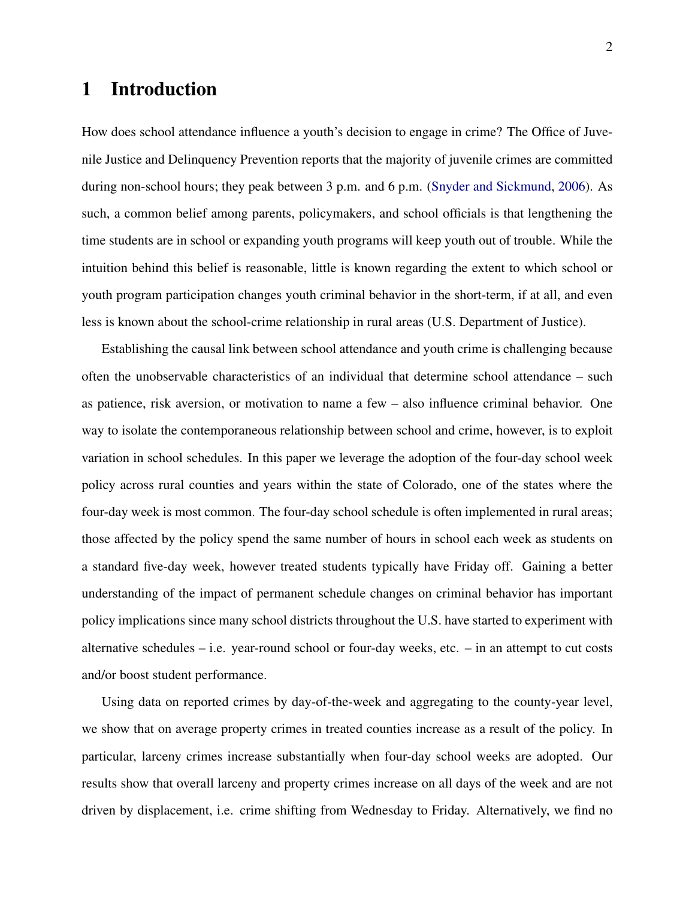# 1 Introduction

How does school attendance influence a youth's decision to engage in crime? The Office of Juvenile Justice and Delinquency Prevention reports that the majority of juvenile crimes are committed during non-school hours; they peak between 3 p.m. and 6 p.m. (Snyder and Sickmund, 2006). As such, a common belief among parents, policymakers, and school officials is that lengthening the time students are in school or expanding youth programs will keep youth out of trouble. While the intuition behind this belief is reasonable, little is known regarding the extent to which school or youth program participation changes youth criminal behavior in the short-term, if at all, and even less is known about the school-crime relationship in rural areas (U.S. Department of Justice).

Establishing the causal link between school attendance and youth crime is challenging because often the unobservable characteristics of an individual that determine school attendance – such as patience, risk aversion, or motivation to name a few – also influence criminal behavior. One way to isolate the contemporaneous relationship between school and crime, however, is to exploit variation in school schedules. In this paper we leverage the adoption of the four-day school week policy across rural counties and years within the state of Colorado, one of the states where the four-day week is most common. The four-day school schedule is often implemented in rural areas; those affected by the policy spend the same number of hours in school each week as students on a standard five-day week, however treated students typically have Friday off. Gaining a better understanding of the impact of permanent schedule changes on criminal behavior has important policy implications since many school districts throughout the U.S. have started to experiment with alternative schedules – i.e. year-round school or four-day weeks, etc. – in an attempt to cut costs and/or boost student performance.

Using data on reported crimes by day-of-the-week and aggregating to the county-year level, we show that on average property crimes in treated counties increase as a result of the policy. In particular, larceny crimes increase substantially when four-day school weeks are adopted. Our results show that overall larceny and property crimes increase on all days of the week and are not driven by displacement, i.e. crime shifting from Wednesday to Friday. Alternatively, we find no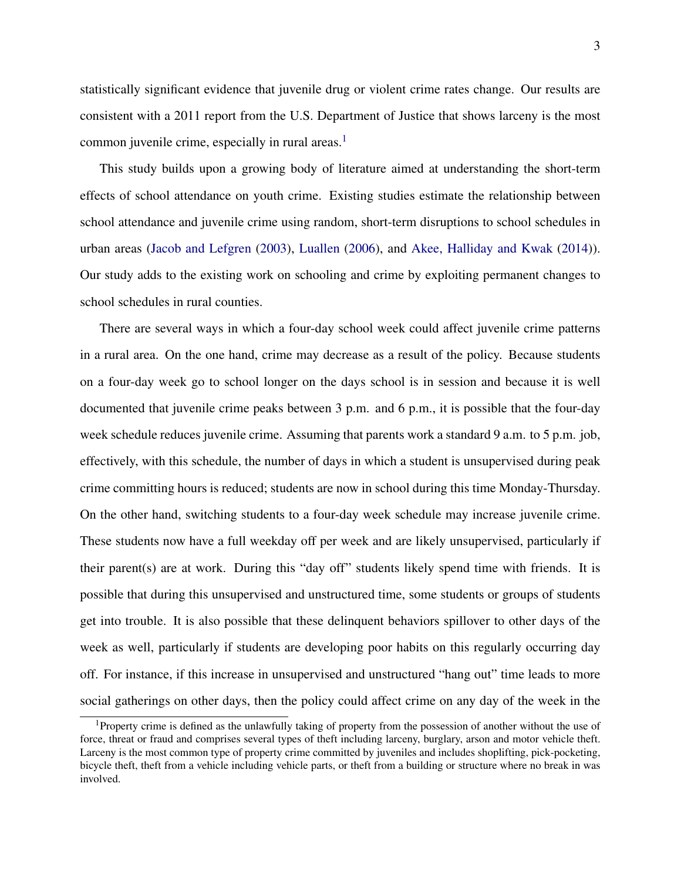statistically significant evidence that juvenile drug or violent crime rates change. Our results are consistent with a 2011 report from the U.S. Department of Justice that shows larceny is the most common juvenile crime, especially in rural areas.[1]

This study builds upon a growing body of literature aimed at understanding the short-term effects of school attendance on youth crime. Existing studies estimate the relationship between school attendance and juvenile crime using random, short-term disruptions to school schedules in urban areas (Jacob and Lefgren (2003), Luallen (2006), and Akee, Halliday and Kwak (2014)). Our study adds to the existing work on schooling and crime by exploiting permanent changes to school schedules in rural counties.

There are several ways in which a four-day school week could affect juvenile crime patterns in a rural area. On the one hand, crime may decrease as a result of the policy. Because students on a four-day week go to school longer on the days school is in session and because it is well documented that juvenile crime peaks between 3 p.m. and 6 p.m., it is possible that the four-day week schedule reduces juvenile crime. Assuming that parents work a standard 9 a.m. to 5 p.m. job, effectively, with this schedule, the number of days in which a student is unsupervised during peak crime committing hours is reduced; students are now in school during this time Monday-Thursday. On the other hand, switching students to a four-day week schedule may increase juvenile crime. These students now have a full weekday off per week and are likely unsupervised, particularly if their parent(s) are at work. During this "day off" students likely spend time with friends. It is possible that during this unsupervised and unstructured time, some students or groups of students get into trouble. It is also possible that these delinquent behaviors spillover to other days of the week as well, particularly if students are developing poor habits on this regularly occurring day off. For instance, if this increase in unsupervised and unstructured "hang out" time leads to more social gatherings on other days, then the policy could affect crime on any day of the week in the

[1] Property crime is defined as the unlawfully taking of property from the possession of another without the use of force, threat or fraud and comprises several types of theft including larceny, burglary, arson and motor vehicle theft. Larceny is the most common type of property crime committed by juveniles and includes shoplifting, pick-pocketing, bicycle theft, theft from a vehicle including vehicle parts, or theft from a building or structure where no break in was involved.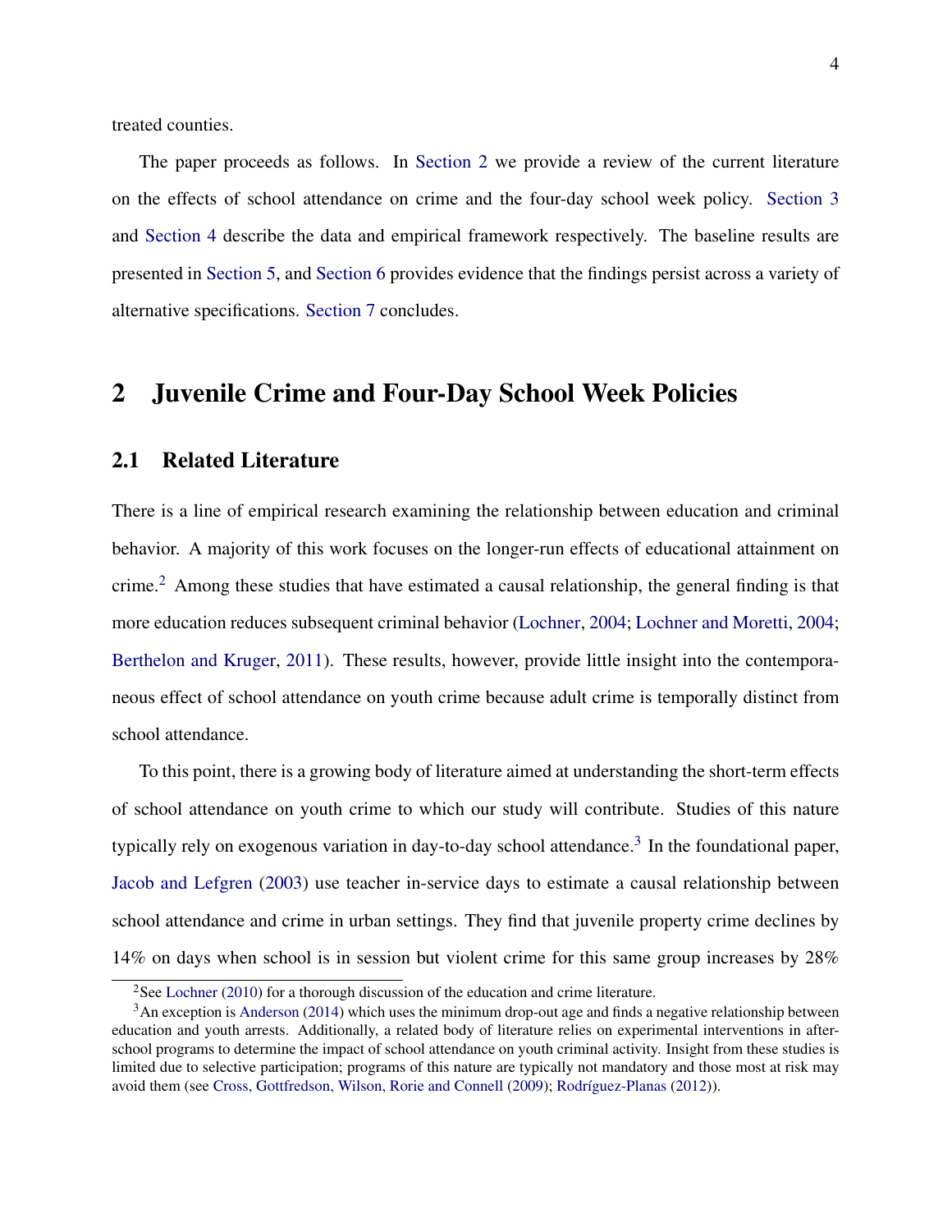treated counties.

The paper proceeds as follows. In Section 2 we provide a review of the current literature on the effects of school attendance on crime and the four-day school week policy. Section 3 and Section 4 describe the data and empirical framework respectively. The baseline results are presented in Section 5, and Section 6 provides evidence that the findings persist across a variety of alternative specifications. Section 7 concludes.

# 2 Juvenile Crime and Four-Day School Week Policies

## 2.1 Related Literature

There is a line of empirical research examining the relationship between education and criminal behavior. A majority of this work focuses on the longer-run effects of educational attainment on crime.[2] Among these studies that have estimated a causal relationship, the general finding is that more education reduces subsequent criminal behavior (Lochner, 2004; Lochner and Moretti, 2004; Berthelon and Kruger, 2011). These results, however, provide little insight into the contemporaneous effect of school attendance on youth crime because adult crime is temporally distinct from school attendance.

To this point, there is a growing body of literature aimed at understanding the short-term effects of school attendance on youth crime to which our study will contribute. Studies of this nature typically rely on exogenous variation in day-to-day school attendance.[3] In the foundational paper, Jacob and Lefgren (2003) use teacher in-service days to estimate a causal relationship between school attendance and crime in urban settings. They find that juvenile property crime declines by 14% on days when school is in session but violent crime for this same group increases by 28%

[2] See Lochner (2010) for a thorough discussion of the education and crime literature.

[3] An exception is Anderson (2014) which uses the minimum drop-out age and finds a negative relationship between education and youth arrests. Additionally, a related body of literature relies on experimental interventions in after-school programs to determine the impact of school attendance on youth criminal activity. Insight from these studies is limited due to selective participation; programs of this nature are typically not mandatory and those most at risk may avoid them (see Cross, Gottfredson, Wilson, Rorie and Connell (2009); Rodríguez-Planas (2012)).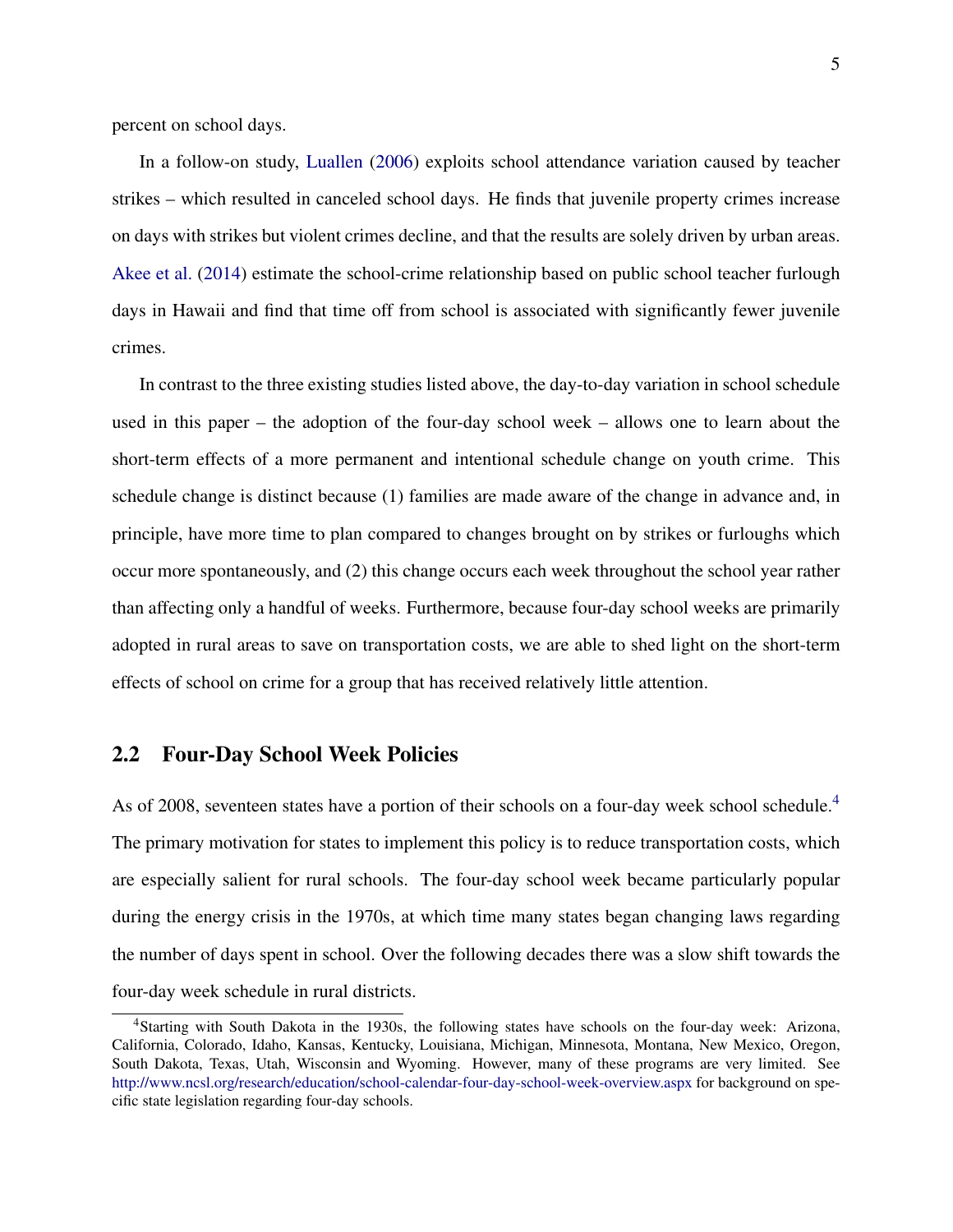percent on school days.

In a follow-on study, Luallen (2006) exploits school attendance variation caused by teacher strikes – which resulted in canceled school days. He finds that juvenile property crimes increase on days with strikes but violent crimes decline, and that the results are solely driven by urban areas. Akee et al. (2014) estimate the school-crime relationship based on public school teacher furlough days in Hawaii and find that time off from school is associated with significantly fewer juvenile crimes.

In contrast to the three existing studies listed above, the day-to-day variation in school schedule used in this paper – the adoption of the four-day school week – allows one to learn about the short-term effects of a more permanent and intentional schedule change on youth crime. This schedule change is distinct because (1) families are made aware of the change in advance and, in principle, have more time to plan compared to changes brought on by strikes or furloughs which occur more spontaneously, and (2) this change occurs each week throughout the school year rather than affecting only a handful of weeks. Furthermore, because four-day school weeks are primarily adopted in rural areas to save on transportation costs, we are able to shed light on the short-term effects of school on crime for a group that has received relatively little attention.

## 2.2 Four-Day School Week Policies

As of 2008, seventeen states have a portion of their schools on a four-day week school schedule.[4] The primary motivation for states to implement this policy is to reduce transportation costs, which are especially salient for rural schools. The four-day school week became particularly popular during the energy crisis in the 1970s, at which time many states began changing laws regarding the number of days spent in school. Over the following decades there was a slow shift towards the four-day week schedule in rural districts.

[4] Starting with South Dakota in the 1930s, the following states have schools on the four-day week: Arizona, California, Colorado, Idaho, Kansas, Kentucky, Louisiana, Michigan, Minnesota, Montana, New Mexico, Oregon, South Dakota, Texas, Utah, Wisconsin and Wyoming. However, many of these programs are very limited. See http://www.ncsl.org/research/education/school-calendar-four-day-school-week-overview.aspx for background on specific state legislation regarding four-day schools.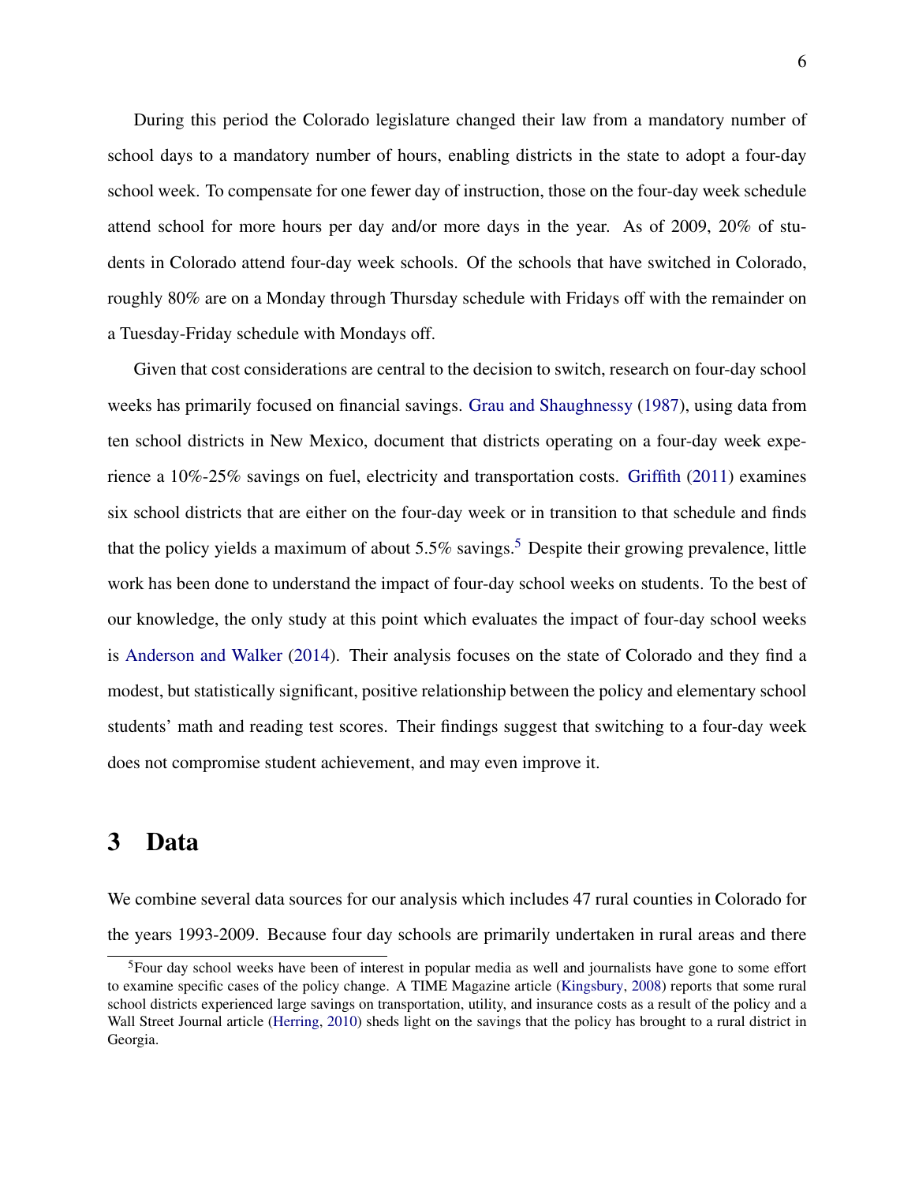During this period the Colorado legislature changed their law from a mandatory number of school days to a mandatory number of hours, enabling districts in the state to adopt a four-day school week. To compensate for one fewer day of instruction, those on the four-day week schedule attend school for more hours per day and/or more days in the year. As of 2009, 20% of students in Colorado attend four-day week schools. Of the schools that have switched in Colorado, roughly 80% are on a Monday through Thursday schedule with Fridays off with the remainder on a Tuesday-Friday schedule with Mondays off.

Given that cost considerations are central to the decision to switch, research on four-day school weeks has primarily focused on financial savings. Grau and Shaughnessy (1987), using data from ten school districts in New Mexico, document that districts operating on a four-day week experience a 10%-25% savings on fuel, electricity and transportation costs. Griffith (2011) examines six school districts that are either on the four-day week or in transition to that schedule and finds that the policy yields a maximum of about 5.5% savings.[5] Despite their growing prevalence, little work has been done to understand the impact of four-day school weeks on students. To the best of our knowledge, the only study at this point which evaluates the impact of four-day school weeks is Anderson and Walker (2014). Their analysis focuses on the state of Colorado and they find a modest, but statistically significant, positive relationship between the policy and elementary school students' math and reading test scores. Their findings suggest that switching to a four-day week does not compromise student achievement, and may even improve it.

# 3 Data

We combine several data sources for our analysis which includes 47 rural counties in Colorado for the years 1993-2009. Because four day schools are primarily undertaken in rural areas and there

[5] Four day school weeks have been of interest in popular media as well and journalists have gone to some effort to examine specific cases of the policy change. A TIME Magazine article (Kingsbury, 2008) reports that some rural school districts experienced large savings on transportation, utility, and insurance costs as a result of the policy and a Wall Street Journal article (Herring, 2010) sheds light on the savings that the policy has brought to a rural district in Georgia.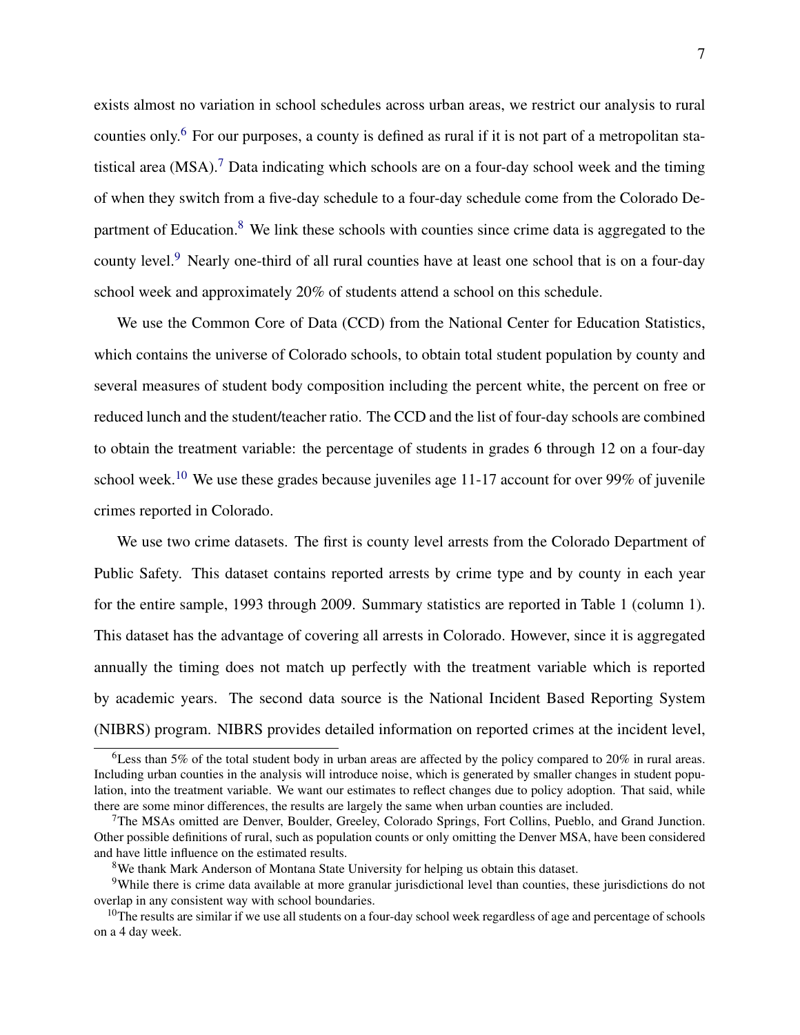exists almost no variation in school schedules across urban areas, we restrict our analysis to rural counties only.[6] For our purposes, a county is defined as rural if it is not part of a metropolitan statistical area (MSA).[7] Data indicating which schools are on a four-day school week and the timing of when they switch from a five-day schedule to a four-day schedule come from the Colorado Department of Education.[8] We link these schools with counties since crime data is aggregated to the county level.[9] Nearly one-third of all rural counties have at least one school that is on a four-day school week and approximately 20% of students attend a school on this schedule.

We use the Common Core of Data (CCD) from the National Center for Education Statistics, which contains the universe of Colorado schools, to obtain total student population by county and several measures of student body composition including the percent white, the percent on free or reduced lunch and the student/teacher ratio. The CCD and the list of four-day schools are combined to obtain the treatment variable: the percentage of students in grades 6 through 12 on a four-day school week.[10] We use these grades because juveniles age 11-17 account for over 99% of juvenile crimes reported in Colorado.

We use two crime datasets. The first is county level arrests from the Colorado Department of Public Safety. This dataset contains reported arrests by crime type and by county in each year for the entire sample, 1993 through 2009. Summary statistics are reported in Table 1 (column 1). This dataset has the advantage of covering all arrests in Colorado. However, since it is aggregated annually the timing does not match up perfectly with the treatment variable which is reported by academic years. The second data source is the National Incident Based Reporting System (NIBRS) program. NIBRS provides detailed information on reported crimes at the incident level,

---

[6] Less than 5% of the total student body in urban areas are affected by the policy compared to 20% in rural areas. Including urban counties in the analysis will introduce noise, which is generated by smaller changes in student population, into the treatment variable. We want our estimates to reflect changes due to policy adoption. That said, while there are some minor differences, the results are largely the same when urban counties are included.

[7] The MSAs omitted are Denver, Boulder, Greeley, Colorado Springs, Fort Collins, Pueblo, and Grand Junction. Other possible definitions of rural, such as population counts or only omitting the Denver MSA, have been considered and have little influence on the estimated results.

[8] We thank Mark Anderson of Montana State University for helping us obtain this dataset.

[9] While there is crime data available at more granular jurisdictional level than counties, these jurisdictions do not overlap in any consistent way with school boundaries.

[10] The results are similar if we use all students on a four-day school week regardless of age and percentage of schools on a 4 day week.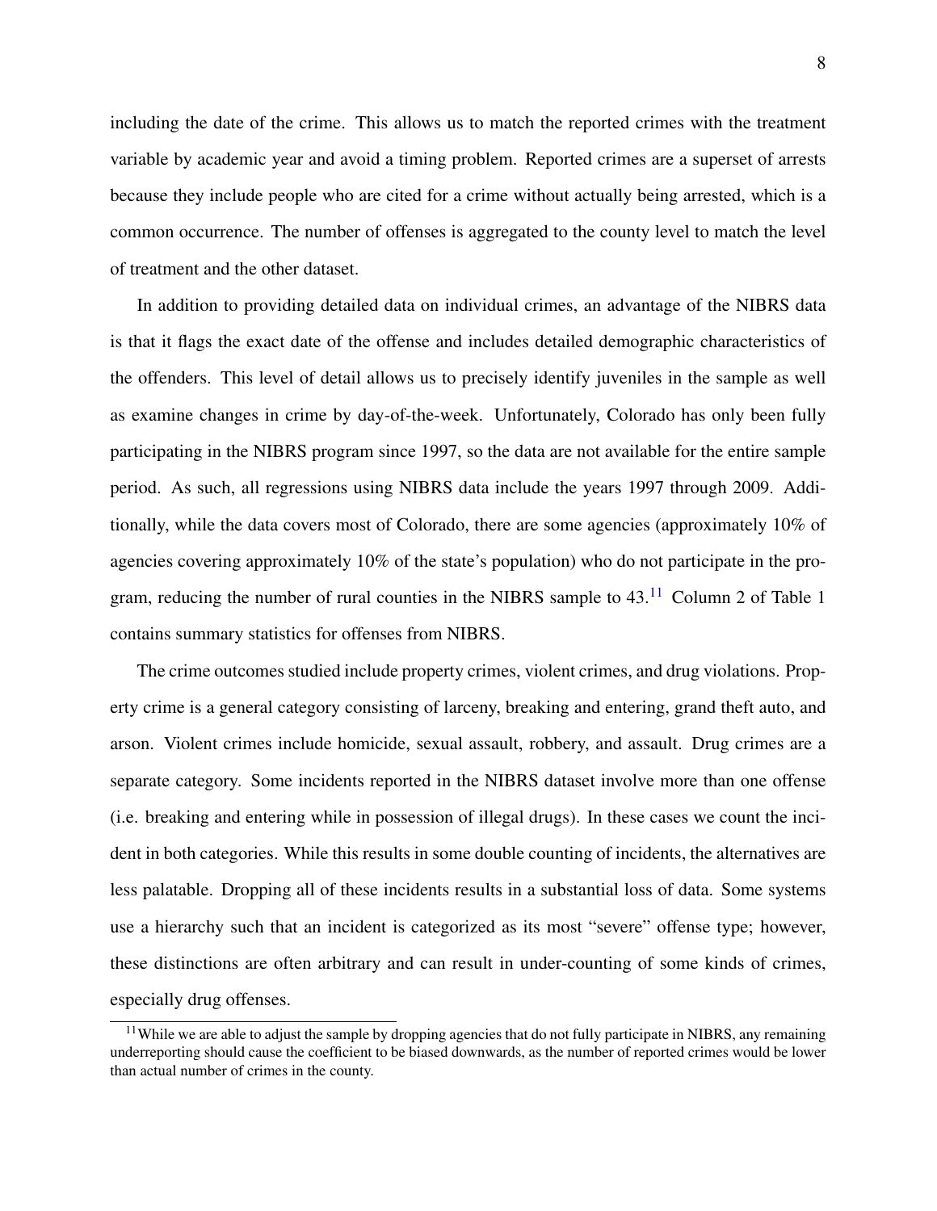including the date of the crime. This allows us to match the reported crimes with the treatment variable by academic year and avoid a timing problem. Reported crimes are a superset of arrests because they include people who are cited for a crime without actually being arrested, which is a common occurrence. The number of offenses is aggregated to the county level to match the level of treatment and the other dataset.

In addition to providing detailed data on individual crimes, an advantage of the NIBRS data is that it flags the exact date of the offense and includes detailed demographic characteristics of the offenders. This level of detail allows us to precisely identify juveniles in the sample as well as examine changes in crime by day-of-the-week. Unfortunately, Colorado has only been fully participating in the NIBRS program since 1997, so the data are not available for the entire sample period. As such, all regressions using NIBRS data include the years 1997 through 2009. Additionally, while the data covers most of Colorado, there are some agencies (approximately 10% of agencies covering approximately 10% of the state's population) who do not participate in the program, reducing the number of rural counties in the NIBRS sample to 43.[11] Column 2 of Table 1 contains summary statistics for offenses from NIBRS.

The crime outcomes studied include property crimes, violent crimes, and drug violations. Property crime is a general category consisting of larceny, breaking and entering, grand theft auto, and arson. Violent crimes include homicide, sexual assault, robbery, and assault. Drug crimes are a separate category. Some incidents reported in the NIBRS dataset involve more than one offense (i.e. breaking and entering while in possession of illegal drugs). In these cases we count the incident in both categories. While this results in some double counting of incidents, the alternatives are less palatable. Dropping all of these incidents results in a substantial loss of data. Some systems use a hierarchy such that an incident is categorized as its most "severe" offense type; however, these distinctions are often arbitrary and can result in under-counting of some kinds of crimes, especially drug offenses.

[11] While we are able to adjust the sample by dropping agencies that do not fully participate in NIBRS, any remaining underreporting should cause the coefficient to be biased downwards, as the number of reported crimes would be lower than actual number of crimes in the county.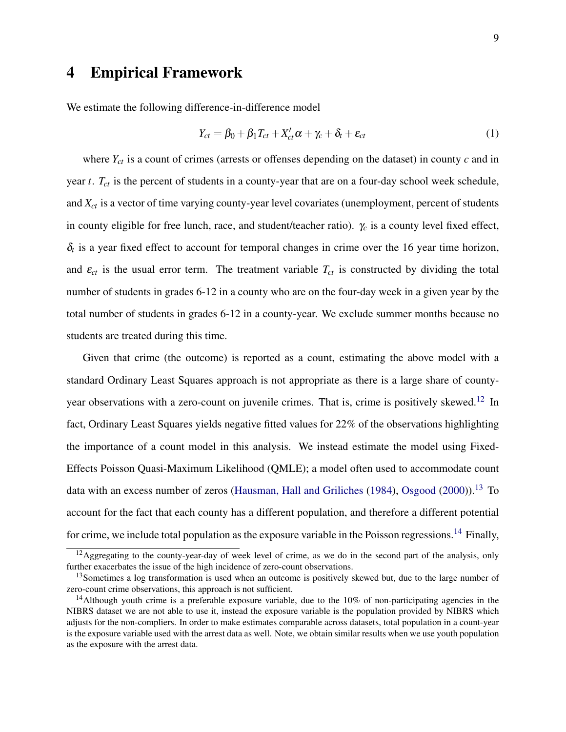# 4 Empirical Framework

We estimate the following difference-in-difference model

$$Y_{ct} = \beta_0 + \beta_1 T_{ct} + X_{ct}'\alpha + \gamma_c + \delta_t + \varepsilon_{ct} \tag{1}$$

where $Y_{ct}$ is a count of crimes (arrests or offenses depending on the dataset) in county $c$ and in year $t$. $T_{ct}$ is the percent of students in a county-year that are on a four-day school week schedule, and $X_{ct}$ is a vector of time varying county-year level covariates (unemployment, percent of students in county eligible for free lunch, race, and student/teacher ratio). $\gamma_c$ is a county level fixed effect, $\delta_t$ is a year fixed effect to account for temporal changes in crime over the 16 year time horizon, and $\varepsilon_{ct}$ is the usual error term. The treatment variable $T_{ct}$ is constructed by dividing the total number of students in grades 6-12 in a county who are on the four-day week in a given year by the total number of students in grades 6-12 in a county-year. We exclude summer months because no students are treated during this time.

Given that crime (the outcome) is reported as a count, estimating the above model with a standard Ordinary Least Squares approach is not appropriate as there is a large share of county-year observations with a zero-count on juvenile crimes. That is, crime is positively skewed.[12] In fact, Ordinary Least Squares yields negative fitted values for 22% of the observations highlighting the importance of a count model in this analysis. We instead estimate the model using Fixed-Effects Poisson Quasi-Maximum Likelihood (QMLE); a model often used to accommodate count data with an excess number of zeros (Hausman, Hall and Griliches (1984), Osgood (2000)).[13] To account for the fact that each county has a different population, and therefore a different potential for crime, we include total population as the exposure variable in the Poisson regressions.[14] Finally,

[12] Aggregating to the county-year-day of week level of crime, as we do in the second part of the analysis, only further exacerbates the issue of the high incidence of zero-count observations.

[13] Sometimes a log transformation is used when an outcome is positively skewed but, due to the large number of zero-count crime observations, this approach is not sufficient.

[14] Although youth crime is a preferable exposure variable, due to the 10% of non-participating agencies in the NIBRS dataset we are not able to use it, instead the exposure variable is the population provided by NIBRS which adjusts for the non-compliers. In order to make estimates comparable across datasets, total population in a count-year is the exposure variable used with the arrest data as well. Note, we obtain similar results when we use youth population as the exposure with the arrest data.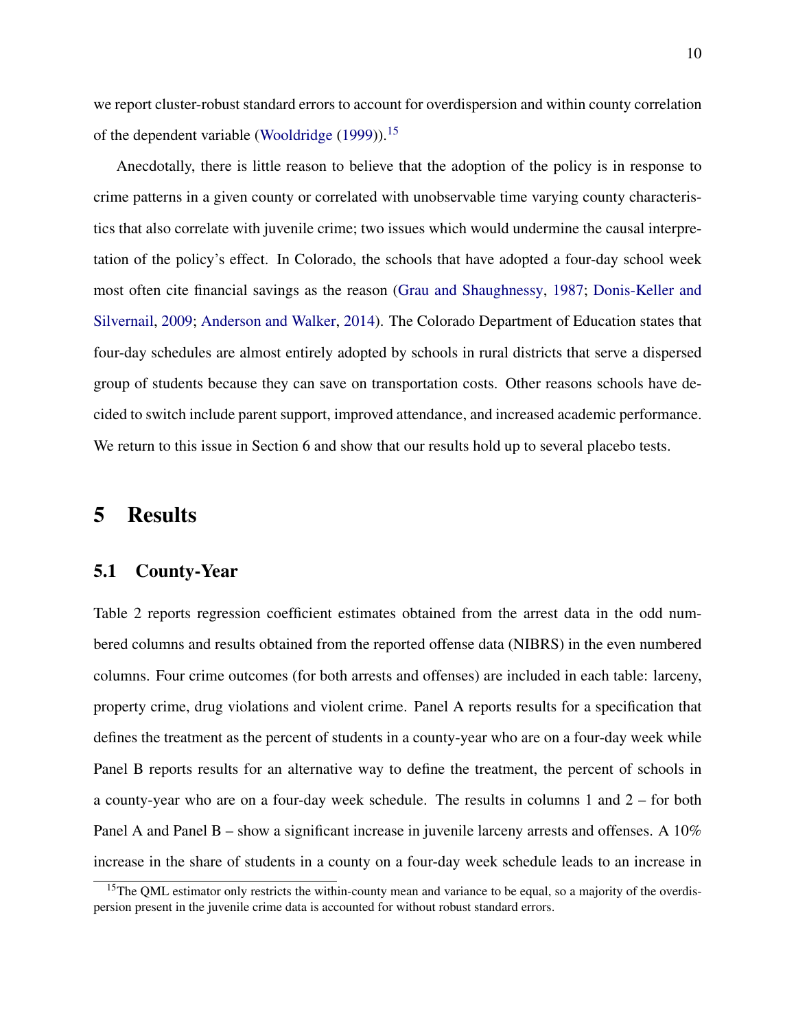we report cluster-robust standard errors to account for overdispersion and within county correlation of the dependent variable (Wooldridge (1999)).[15]

Anecdotally, there is little reason to believe that the adoption of the policy is in response to crime patterns in a given county or correlated with unobservable time varying county characteristics that also correlate with juvenile crime; two issues which would undermine the causal interpretation of the policy's effect. In Colorado, the schools that have adopted a four-day school week most often cite financial savings as the reason (Grau and Shaughnessy, 1987; Donis-Keller and Silvernail, 2009; Anderson and Walker, 2014). The Colorado Department of Education states that four-day schedules are almost entirely adopted by schools in rural districts that serve a dispersed group of students because they can save on transportation costs. Other reasons schools have decided to switch include parent support, improved attendance, and increased academic performance. We return to this issue in Section 6 and show that our results hold up to several placebo tests.

# 5 Results

## 5.1 County-Year

Table 2 reports regression coefficient estimates obtained from the arrest data in the odd numbered columns and results obtained from the reported offense data (NIBRS) in the even numbered columns. Four crime outcomes (for both arrests and offenses) are included in each table: larceny, property crime, drug violations and violent crime. Panel A reports results for a specification that defines the treatment as the percent of students in a county-year who are on a four-day week while Panel B reports results for an alternative way to define the treatment, the percent of schools in a county-year who are on a four-day week schedule. The results in columns 1 and 2 – for both Panel A and Panel B – show a significant increase in juvenile larceny arrests and offenses. A 10% increase in the share of students in a county on a four-day week schedule leads to an increase in

[15] The QML estimator only restricts the within-county mean and variance to be equal, so a majority of the overdispersion present in the juvenile crime data is accounted for without robust standard errors.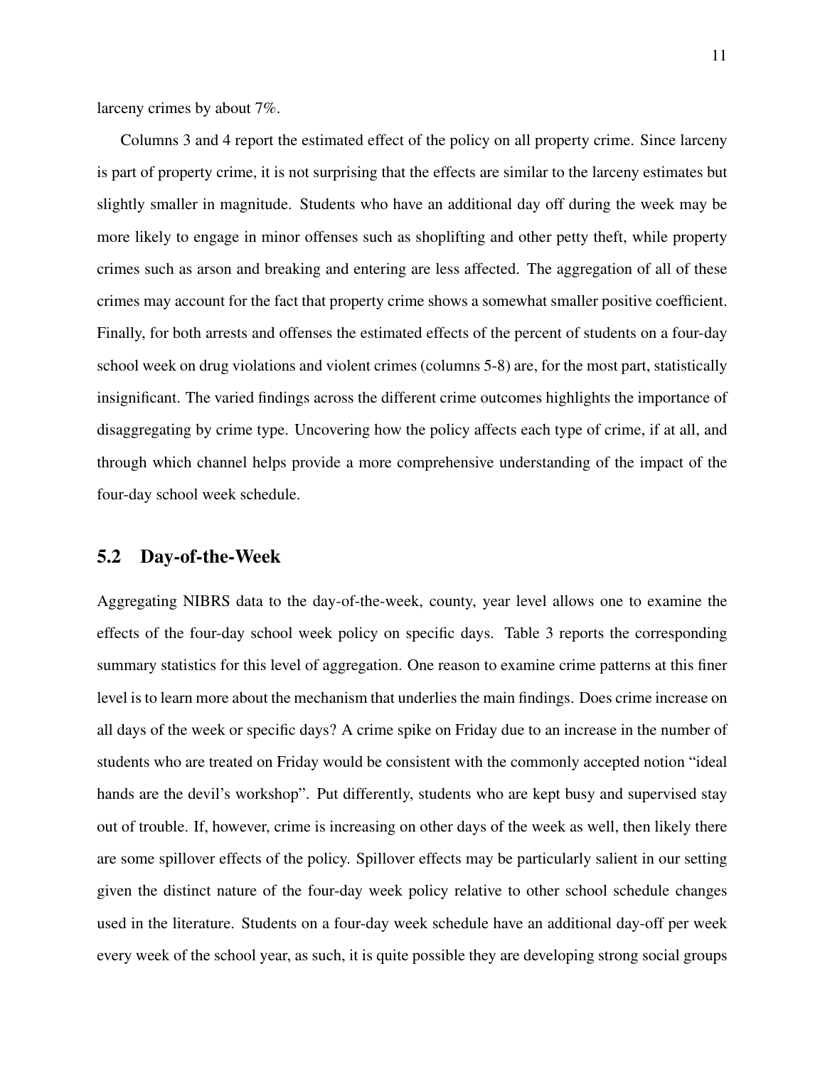larceny crimes by about 7%.

Columns 3 and 4 report the estimated effect of the policy on all property crime. Since larceny is part of property crime, it is not surprising that the effects are similar to the larceny estimates but slightly smaller in magnitude. Students who have an additional day off during the week may be more likely to engage in minor offenses such as shoplifting and other petty theft, while property crimes such as arson and breaking and entering are less affected. The aggregation of all of these crimes may account for the fact that property crime shows a somewhat smaller positive coefficient. Finally, for both arrests and offenses the estimated effects of the percent of students on a four-day school week on drug violations and violent crimes (columns 5-8) are, for the most part, statistically insignificant. The varied findings across the different crime outcomes highlights the importance of disaggregating by crime type. Uncovering how the policy affects each type of crime, if at all, and through which channel helps provide a more comprehensive understanding of the impact of the four-day school week schedule.

## 5.2 Day-of-the-Week

Aggregating NIBRS data to the day-of-the-week, county, year level allows one to examine the effects of the four-day school week policy on specific days. Table 3 reports the corresponding summary statistics for this level of aggregation. One reason to examine crime patterns at this finer level is to learn more about the mechanism that underlies the main findings. Does crime increase on all days of the week or specific days? A crime spike on Friday due to an increase in the number of students who are treated on Friday would be consistent with the commonly accepted notion "ideal hands are the devil's workshop". Put differently, students who are kept busy and supervised stay out of trouble. If, however, crime is increasing on other days of the week as well, then likely there are some spillover effects of the policy. Spillover effects may be particularly salient in our setting given the distinct nature of the four-day week policy relative to other school schedule changes used in the literature. Students on a four-day week schedule have an additional day-off per week every week of the school year, as such, it is quite possible they are developing strong social groups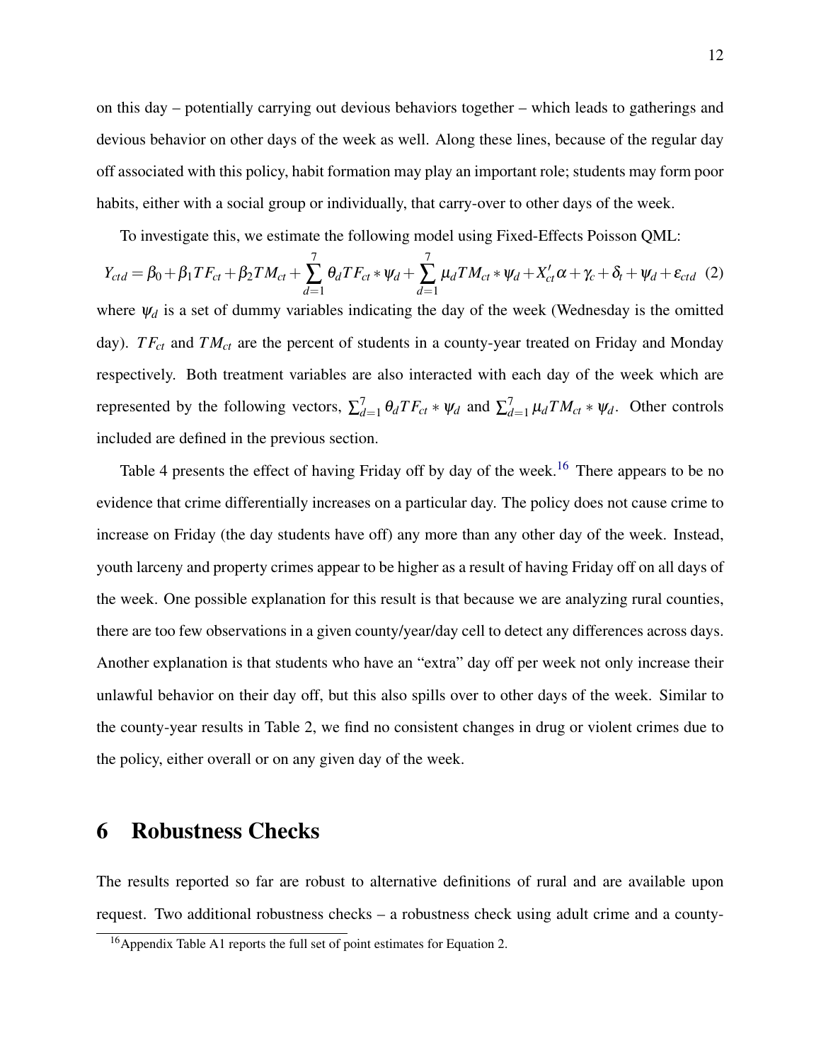on this day – potentially carrying out devious behaviors together – which leads to gatherings and devious behavior on other days of the week as well. Along these lines, because of the regular day off associated with this policy, habit formation may play an important role; students may form poor habits, either with a social group or individually, that carry-over to other days of the week.

To investigate this, we estimate the following model using Fixed-Effects Poisson QML:

$$Y_{ctd} = \beta_0 + \beta_1 TF_{ct} + \beta_2 TM_{ct} + \sum_{d=1}^{7} \theta_d TF_{ct} * \psi_d + \sum_{d=1}^{7} \mu_d TM_{ct} * \psi_d + X'_{ct}\alpha + \gamma_c + \delta_t + \psi_d + \varepsilon_{ctd} \quad (2)$$

where $\psi_d$ is a set of dummy variables indicating the day of the week (Wednesday is the omitted day). $TF_{ct}$ and $TM_{ct}$ are the percent of students in a county-year treated on Friday and Monday respectively. Both treatment variables are also interacted with each day of the week which are represented by the following vectors, $\sum_{d=1}^{7} \theta_d TF_{ct} * \psi_d$ and $\sum_{d=1}^{7} \mu_d TM_{ct} * \psi_d$. Other controls included are defined in the previous section.

Table 4 presents the effect of having Friday off by day of the week.[16] There appears to be no evidence that crime differentially increases on a particular day. The policy does not cause crime to increase on Friday (the day students have off) any more than any other day of the week. Instead, youth larceny and property crimes appear to be higher as a result of having Friday off on all days of the week. One possible explanation for this result is that because we are analyzing rural counties, there are too few observations in a given county/year/day cell to detect any differences across days. Another explanation is that students who have an "extra" day off per week not only increase their unlawful behavior on their day off, but this also spills over to other days of the week. Similar to the county-year results in Table 2, we find no consistent changes in drug or violent crimes due to the policy, either overall or on any given day of the week.

# 6 Robustness Checks

The results reported so far are robust to alternative definitions of rural and are available upon request. Two additional robustness checks – a robustness check using adult crime and a county-

[16] Appendix Table A1 reports the full set of point estimates for Equation 2.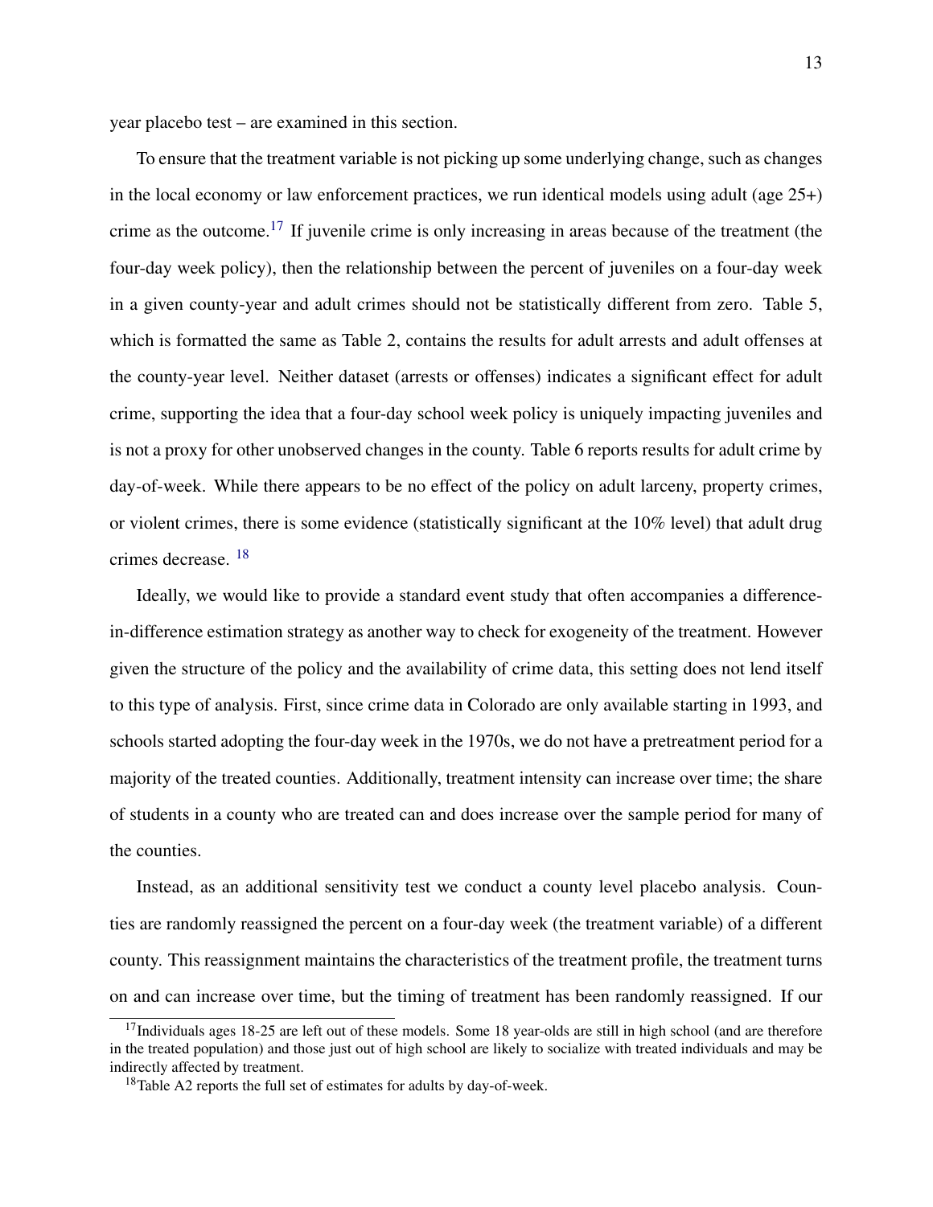year placebo test – are examined in this section.

To ensure that the treatment variable is not picking up some underlying change, such as changes in the local economy or law enforcement practices, we run identical models using adult (age 25+) crime as the outcome.[17] If juvenile crime is only increasing in areas because of the treatment (the four-day week policy), then the relationship between the percent of juveniles on a four-day week in a given county-year and adult crimes should not be statistically different from zero. Table 5, which is formatted the same as Table 2, contains the results for adult arrests and adult offenses at the county-year level. Neither dataset (arrests or offenses) indicates a significant effect for adult crime, supporting the idea that a four-day school week policy is uniquely impacting juveniles and is not a proxy for other unobserved changes in the county. Table 6 reports results for adult crime by day-of-week. While there appears to be no effect of the policy on adult larceny, property crimes, or violent crimes, there is some evidence (statistically significant at the 10% level) that adult drug crimes decrease. [18]

Ideally, we would like to provide a standard event study that often accompanies a difference-in-difference estimation strategy as another way to check for exogeneity of the treatment. However given the structure of the policy and the availability of crime data, this setting does not lend itself to this type of analysis. First, since crime data in Colorado are only available starting in 1993, and schools started adopting the four-day week in the 1970s, we do not have a pretreatment period for a majority of the treated counties. Additionally, treatment intensity can increase over time; the share of students in a county who are treated can and does increase over the sample period for many of the counties.

Instead, as an additional sensitivity test we conduct a county level placebo analysis. Counties are randomly reassigned the percent on a four-day week (the treatment variable) of a different county. This reassignment maintains the characteristics of the treatment profile, the treatment turns on and can increase over time, but the timing of treatment has been randomly reassigned. If our

[17] Individuals ages 18-25 are left out of these models. Some 18 year-olds are still in high school (and are therefore in the treated population) and those just out of high school are likely to socialize with treated individuals and may be indirectly affected by treatment.

[18] Table A2 reports the full set of estimates for adults by day-of-week.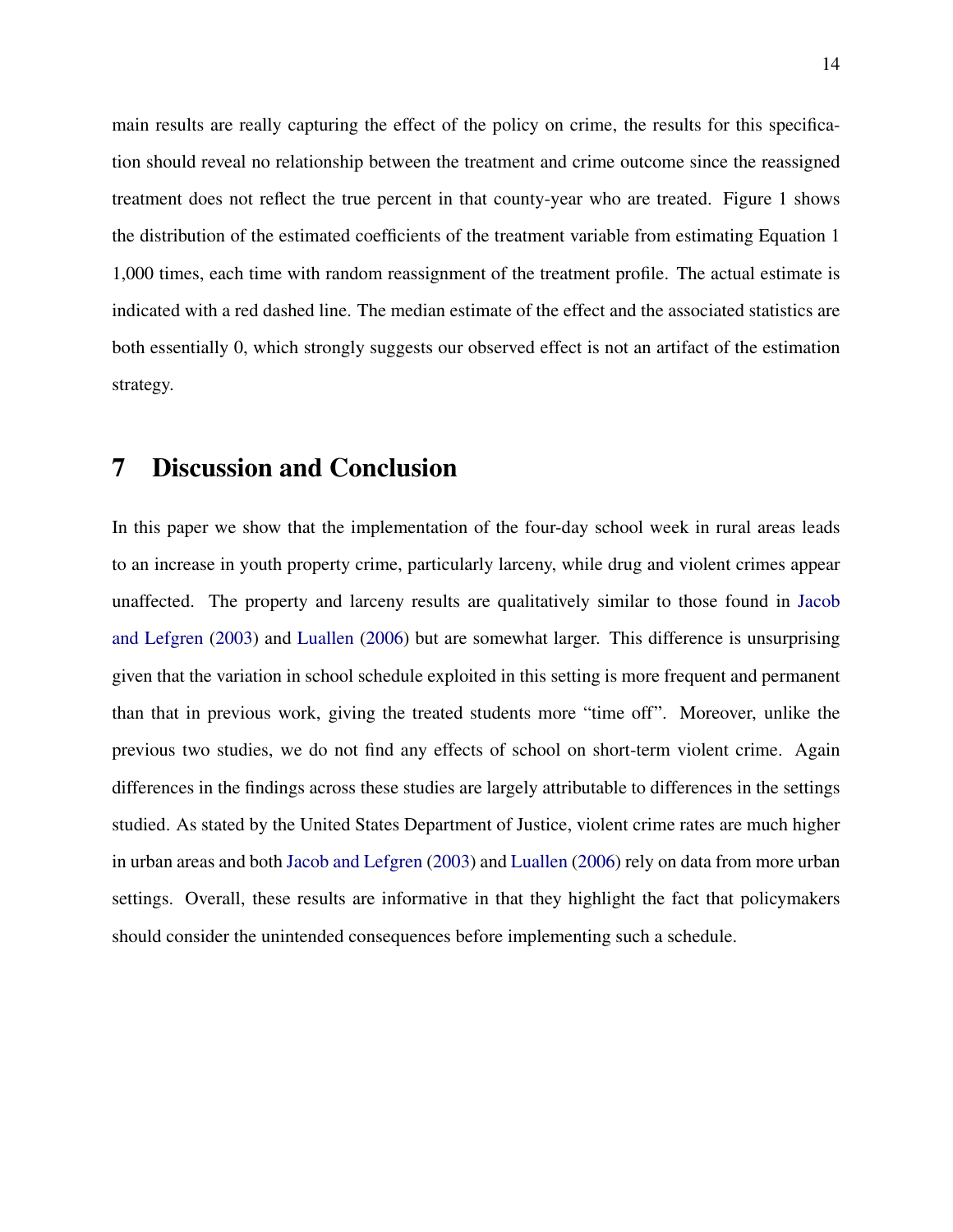main results are really capturing the effect of the policy on crime, the results for this specification should reveal no relationship between the treatment and crime outcome since the reassigned treatment does not reflect the true percent in that county-year who are treated. Figure 1 shows the distribution of the estimated coefficients of the treatment variable from estimating Equation 1 1,000 times, each time with random reassignment of the treatment profile. The actual estimate is indicated with a red dashed line. The median estimate of the effect and the associated statistics are both essentially 0, which strongly suggests our observed effect is not an artifact of the estimation strategy.

# 7 Discussion and Conclusion

In this paper we show that the implementation of the four-day school week in rural areas leads to an increase in youth property crime, particularly larceny, while drug and violent crimes appear unaffected. The property and larceny results are qualitatively similar to those found in Jacob and Lefgren (2003) and Luallen (2006) but are somewhat larger. This difference is unsurprising given that the variation in school schedule exploited in this setting is more frequent and permanent than that in previous work, giving the treated students more "time off". Moreover, unlike the previous two studies, we do not find any effects of school on short-term violent crime. Again differences in the findings across these studies are largely attributable to differences in the settings studied. As stated by the United States Department of Justice, violent crime rates are much higher in urban areas and both Jacob and Lefgren (2003) and Luallen (2006) rely on data from more urban settings. Overall, these results are informative in that they highlight the fact that policymakers should consider the unintended consequences before implementing such a schedule.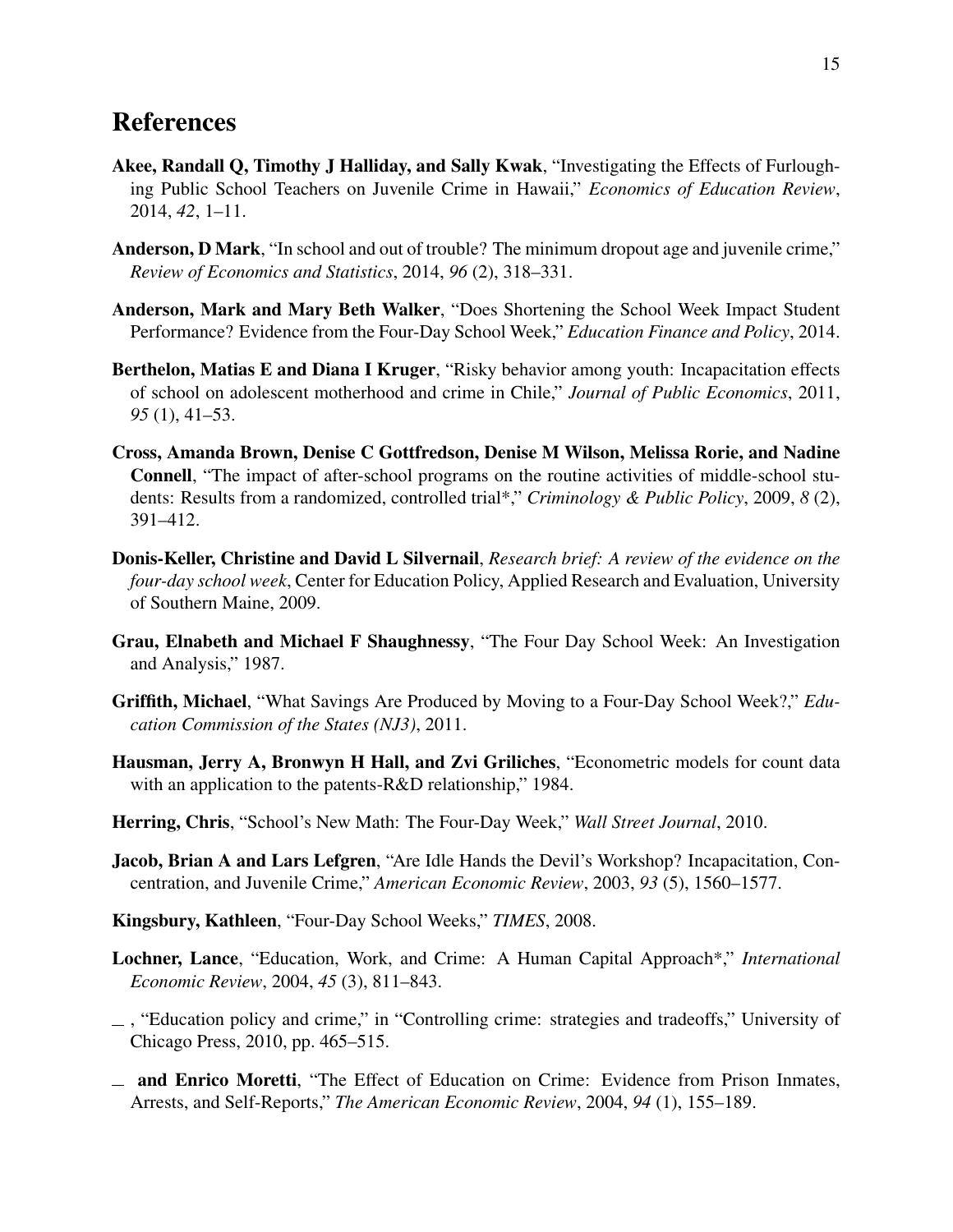# References

**Akee, Randall Q, Timothy J Halliday, and Sally Kwak**, "Investigating the Effects of Furloughing Public School Teachers on Juvenile Crime in Hawaii," *Economics of Education Review*, 2014, *42*, 1–11.

**Anderson, D Mark**, "In school and out of trouble? The minimum dropout age and juvenile crime," *Review of Economics and Statistics*, 2014, *96* (2), 318–331.

**Anderson, Mark and Mary Beth Walker**, "Does Shortening the School Week Impact Student Performance? Evidence from the Four-Day School Week," *Education Finance and Policy*, 2014.

**Berthelon, Matias E and Diana I Kruger**, "Risky behavior among youth: Incapacitation effects of school on adolescent motherhood and crime in Chile," *Journal of Public Economics*, 2011, *95* (1), 41–53.

**Cross, Amanda Brown, Denise C Gottfredson, Denise M Wilson, Melissa Rorie, and Nadine Connell**, "The impact of after-school programs on the routine activities of middle-school students: Results from a randomized, controlled trial*," *Criminology & Public Policy*, 2009, *8* (2), 391–412.

**Donis-Keller, Christine and David L Silvernail**, *Research brief: A review of the evidence on the four-day school week*, Center for Education Policy, Applied Research and Evaluation, University of Southern Maine, 2009.

**Grau, Elnabeth and Michael F Shaughnessy**, "The Four Day School Week: An Investigation and Analysis," 1987.

**Griffith, Michael**, "What Savings Are Produced by Moving to a Four-Day School Week?," *Education Commission of the States (NJ3)*, 2011.

**Hausman, Jerry A, Bronwyn H Hall, and Zvi Griliches**, "Econometric models for count data with an application to the patents-R&D relationship," 1984.

**Herring, Chris**, "School's New Math: The Four-Day Week," *Wall Street Journal*, 2010.

**Jacob, Brian A and Lars Lefgren**, "Are Idle Hands the Devil's Workshop? Incapacitation, Concentration, and Juvenile Crime," *American Economic Review*, 2003, *93* (5), 1560–1577.

**Kingsbury, Kathleen**, "Four-Day School Weeks," *TIMES*, 2008.

**Lochner, Lance**, "Education, Work, and Crime: A Human Capital Approach*," *International Economic Review*, 2004, *45* (3), 811–843.

\_ , "Education policy and crime," in "Controlling crime: strategies and tradeoffs," University of Chicago Press, 2010, pp. 465–515.

\_ **and Enrico Moretti**, "The Effect of Education on Crime: Evidence from Prison Inmates, Arrests, and Self-Reports," *The American Economic Review*, 2004, *94* (1), 155–189.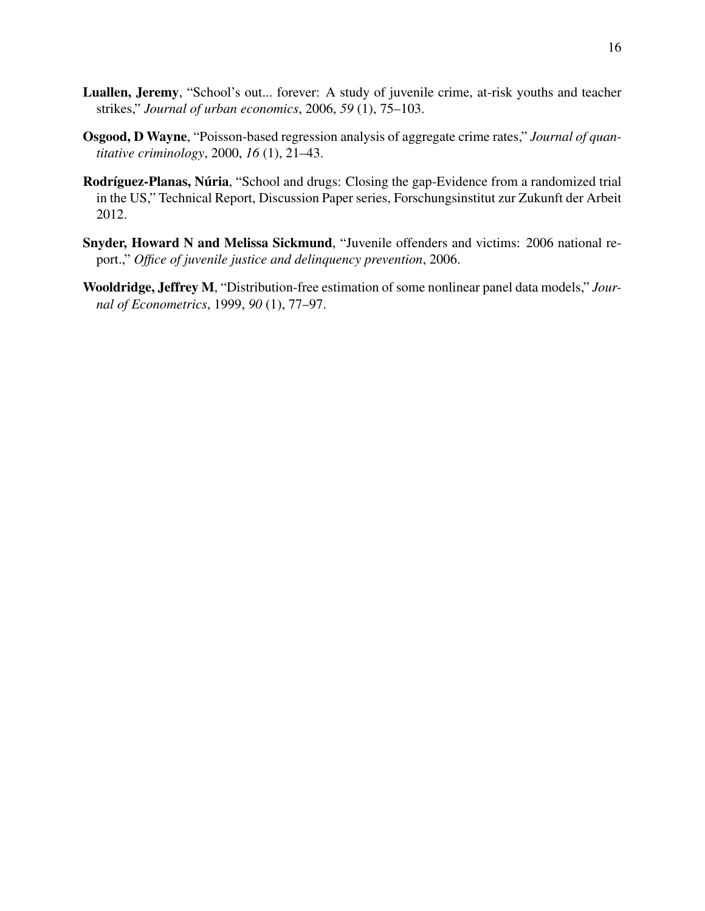**Luallen, Jeremy**, "School's out... forever: A study of juvenile crime, at-risk youths and teacher strikes," *Journal of urban economics*, 2006, *59* (1), 75–103.

**Osgood, D Wayne**, "Poisson-based regression analysis of aggregate crime rates," *Journal of quantitative criminology*, 2000, *16* (1), 21–43.

**Rodríguez-Planas, Núria**, "School and drugs: Closing the gap-Evidence from a randomized trial in the US," Technical Report, Discussion Paper series, Forschungsinstitut zur Zukunft der Arbeit 2012.

**Snyder, Howard N and Melissa Sickmund**, "Juvenile offenders and victims: 2006 national report.," *Office of juvenile justice and delinquency prevention*, 2006.

**Wooldridge, Jeffrey M**, "Distribution-free estimation of some nonlinear panel data models," *Journal of Econometrics*, 1999, *90* (1), 77–97.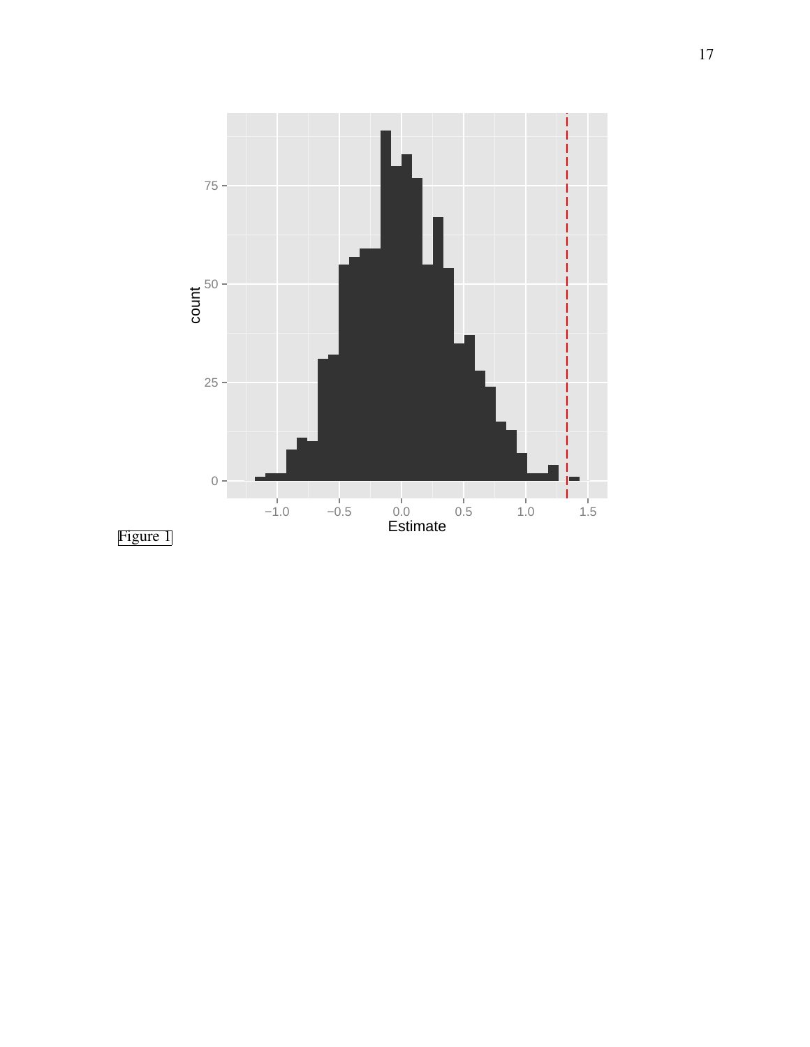Figure 1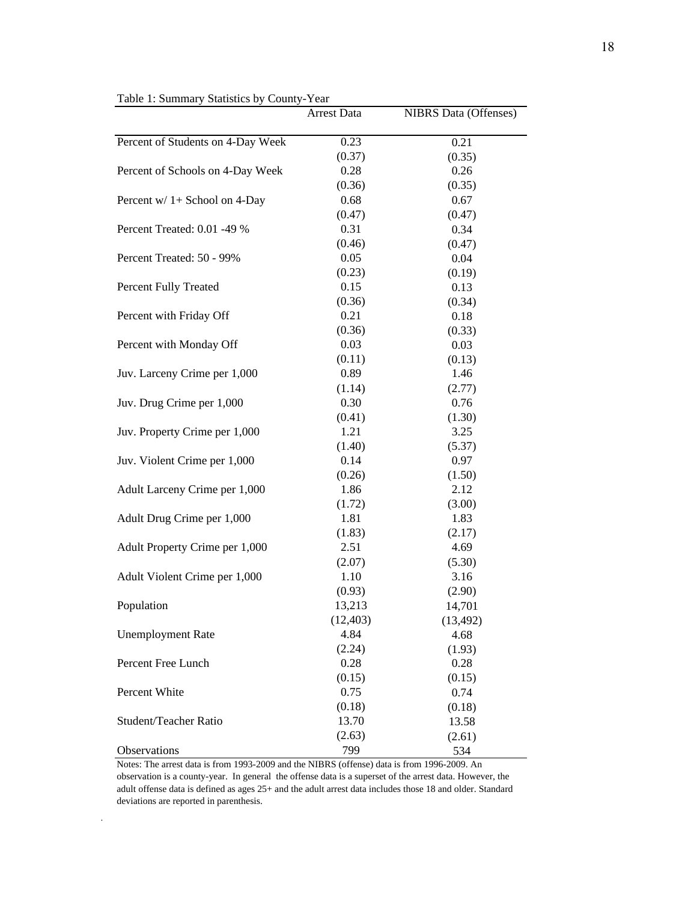Table 1: Summary Statistics by County-Year

| | Arrest Data | NIBRS Data (Offenses) |
|---|---|---|
| Percent of Students on 4-Day Week | 0.23 | 0.21 |
| | (0.37) | (0.35) |
| Percent of Schools on 4-Day Week | 0.28 | 0.26 |
| | (0.36) | (0.35) |
| Percent w/ 1+ School on 4-Day | 0.68 | 0.67 |
| | (0.47) | (0.47) |
| Percent Treated: 0.01 -49 % | 0.31 | 0.34 |
| | (0.46) | (0.47) |
| Percent Treated: 50 - 99% | 0.05 | 0.04 |
| | (0.23) | (0.19) |
| Percent Fully Treated | 0.15 | 0.13 |
| | (0.36) | (0.34) |
| Percent with Friday Off | 0.21 | 0.18 |
| | (0.36) | (0.33) |
| Percent with Monday Off | 0.03 | 0.03 |
| | (0.11) | (0.13) |
| Juv. Larceny Crime per 1,000 | 0.89 | 1.46 |
| | (1.14) | (2.77) |
| Juv. Drug Crime per 1,000 | 0.30 | 0.76 |
| | (0.41) | (1.30) |
| Juv. Property Crime per 1,000 | 1.21 | 3.25 |
| | (1.40) | (5.37) |
| Juv. Violent Crime per 1,000 | 0.14 | 0.97 |
| | (0.26) | (1.50) |
| Adult Larceny Crime per 1,000 | 1.86 | 2.12 |
| | (1.72) | (3.00) |
| Adult Drug Crime per 1,000 | 1.81 | 1.83 |
| | (1.83) | (2.17) |
| Adult Property Crime per 1,000 | 2.51 | 4.69 |
| | (2.07) | (5.30) |
| Adult Violent Crime per 1,000 | 1.10 | 3.16 |
| | (0.93) | (2.90) |
| Population | 13,213 | 14,701 |
| | (12,403) | (13,492) |
| Unemployment Rate | 4.84 | 4.68 |
| | (2.24) | (1.93) |
| Percent Free Lunch | 0.28 | 0.28 |
| | (0.15) | (0.15) |
| Percent White | 0.75 | 0.74 |
| | (0.18) | (0.18) |
| Student/Teacher Ratio | 13.70 | 13.58 |
| | (2.63) | (2.61) |
| Observations | 799 | 534 |

Notes: The arrest data is from 1993-2009 and the NIBRS (offense) data is from 1996-2009. An observation is a county-year. In general the offense data is a superset of the arrest data. However, the adult offense data is defined as ages 25+ and the adult arrest data includes those 18 and older. Standard deviations are reported in parenthesis.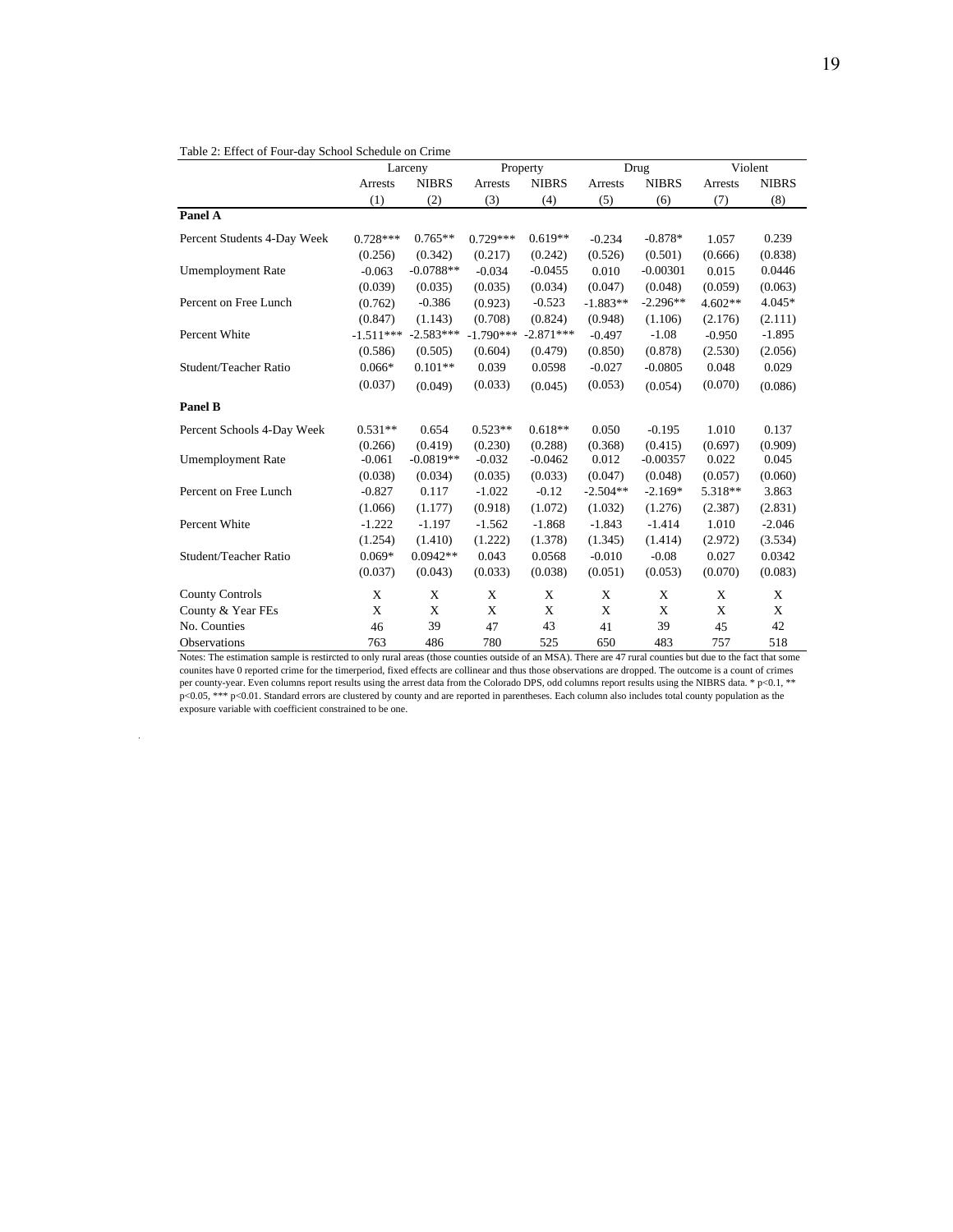Table 2: Effect of Four-day School Schedule on Crime

| | Larceny | | Property | | Drug | | Violent | |
|---|---|---|---|---|---|---|---|---|
| | Arrests | NIBRS | Arrests | NIBRS | Arrests | NIBRS | Arrests | NIBRS |
| | (1) | (2) | (3) | (4) | (5) | (6) | (7) | (8) |
| **Panel A** | | | | | | | | |
| Percent Students 4-Day Week | 0.728*** | 0.765** | 0.729*** | 0.619** | -0.234 | -0.878* | 1.057 | 0.239 |
| | (0.256) | (0.342) | (0.217) | (0.242) | (0.526) | (0.501) | (0.666) | (0.838) |
| Umemployment Rate | -0.063 | -0.0788** | -0.034 | -0.0455 | 0.010 | -0.00301 | 0.015 | 0.0446 |
| | (0.039) | (0.035) | (0.035) | (0.034) | (0.047) | (0.048) | (0.059) | (0.063) |
| Percent on Free Lunch | (0.762) | -0.386 | (0.923) | -0.523 | -1.883** | -2.296** | 4.602** | 4.045* |
| | (0.847) | (1.143) | (0.708) | (0.824) | (0.948) | (1.106) | (2.176) | (2.111) |
| Percent White | -1.511*** | -2.583*** | -1.790*** | -2.871*** | -0.497 | -1.08 | -0.950 | -1.895 |
| | (0.586) | (0.505) | (0.604) | (0.479) | (0.850) | (0.878) | (2.530) | (2.056) |
| Student/Teacher Ratio | 0.066* | 0.101** | 0.039 | 0.0598 | -0.027 | -0.0805 | 0.048 | 0.029 |
| | (0.037) | (0.049) | (0.033) | (0.045) | (0.053) | (0.054) | (0.070) | (0.086) |
| **Panel B** | | | | | | | | |
| Percent Schools 4-Day Week | 0.531** | 0.654 | 0.523** | 0.618** | 0.050 | -0.195 | 1.010 | 0.137 |
| | (0.266) | (0.419) | (0.230) | (0.288) | (0.368) | (0.415) | (0.697) | (0.909) |
| Umemployment Rate | -0.061 | -0.0819** | -0.032 | -0.0462 | 0.012 | -0.00357 | 0.022 | 0.045 |
| | (0.038) | (0.034) | (0.035) | (0.033) | (0.047) | (0.048) | (0.057) | (0.060) |
| Percent on Free Lunch | -0.827 | 0.117 | -1.022 | -0.12 | -2.504** | -2.169* | 5.318** | 3.863 |
| | (1.066) | (1.177) | (0.918) | (1.072) | (1.032) | (1.276) | (2.387) | (2.831) |
| Percent White | -1.222 | -1.197 | -1.562 | -1.868 | -1.843 | -1.414 | 1.010 | -2.046 |
| | (1.254) | (1.410) | (1.222) | (1.378) | (1.345) | (1.414) | (2.972) | (3.534) |
| Student/Teacher Ratio | 0.069* | 0.0942** | 0.043 | 0.0568 | -0.010 | -0.08 | 0.027 | 0.0342 |
| | (0.037) | (0.043) | (0.033) | (0.038) | (0.051) | (0.053) | (0.070) | (0.083) |
| County Controls | X | X | X | X | X | X | X | X |
| County & Year FEs | X | X | X | X | X | X | X | X |
| No. Counties | 46 | 39 | 47 | 43 | 41 | 39 | 45 | 42 |
| Observations | 763 | 486 | 780 | 525 | 650 | 483 | 757 | 518 |

Notes: The estimation sample is restircted to only rural areas (those counties outside of an MSA). There are 47 rural counties but due to the fact that some counites have 0 reported crime for the timerperiod, fixed effects are collinear and thus those observations are dropped. The outcome is a count of crimes per county-year. Even columns report results using the arrest data from the Colorado DPS, odd columns report results using the NIBRS data. * p<0.1, ** p<0.05, *** p<0.01. Standard errors are clustered by county and are reported in parentheses. Each column also includes total county population as the exposure variable with coefficient constrained to be one.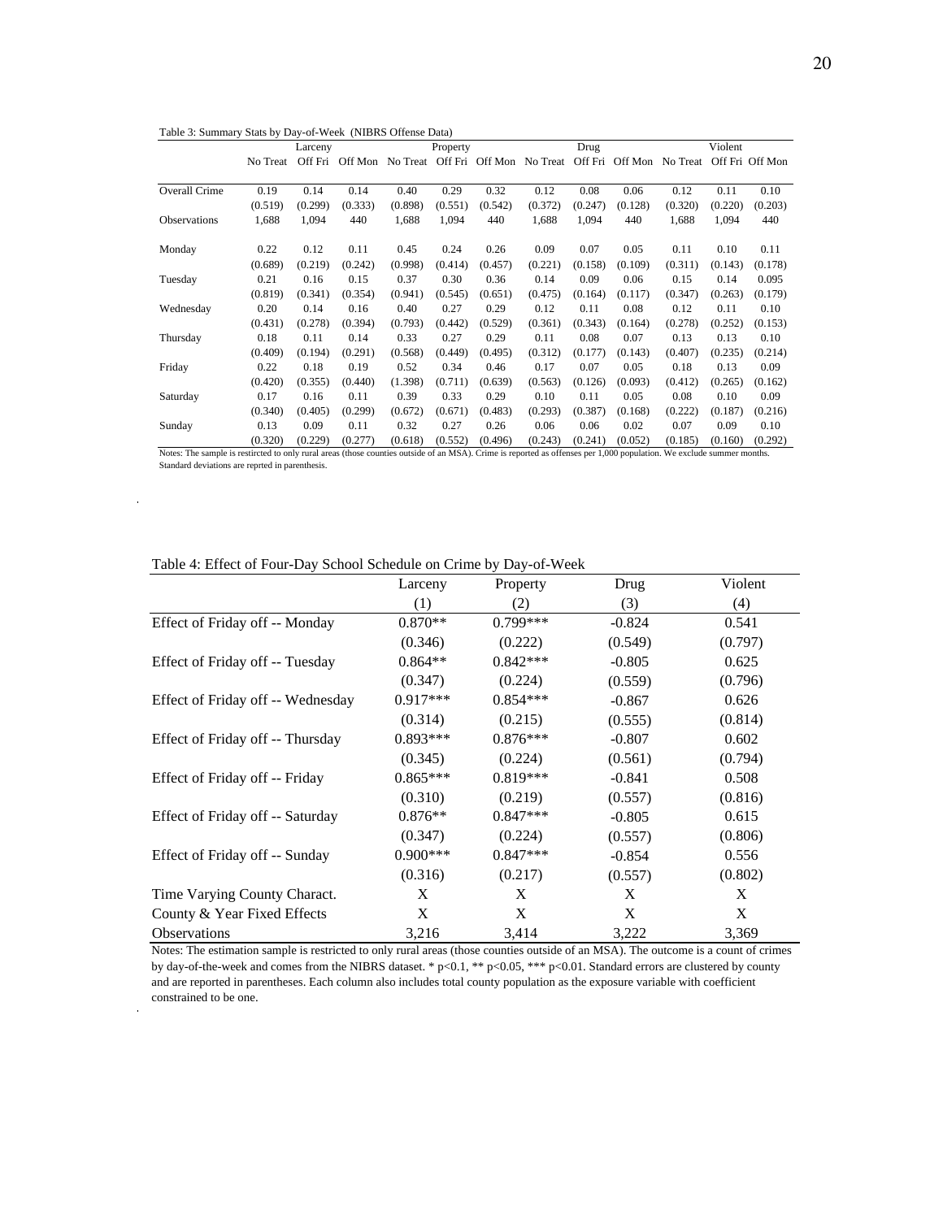Table 3: Summary Stats by Day-of-Week (NIBRS Offense Data)

| | Larceny | | | Property | | | Drug | | | Violent | | |
|---|---|---|---|---|---|---|---|---|---|---|---|---|
| | No Treat | Off Fri | Off Mon | No Treat | Off Fri | Off Mon | No Treat | Off Fri | Off Mon | No Treat | Off Fri | Off Mon |
| Overall Crime | 0.19 | 0.14 | 0.14 | 0.40 | 0.29 | 0.32 | 0.12 | 0.08 | 0.06 | 0.12 | 0.11 | 0.10 |
| | (0.519) | (0.299) | (0.333) | (0.898) | (0.551) | (0.542) | (0.372) | (0.247) | (0.128) | (0.320) | (0.220) | (0.203) |
| Observations | 1,688 | 1,094 | 440 | 1,688 | 1,094 | 440 | 1,688 | 1,094 | 440 | 1,688 | 1,094 | 440 |
| Monday | 0.22 | 0.12 | 0.11 | 0.45 | 0.24 | 0.26 | 0.09 | 0.07 | 0.05 | 0.11 | 0.10 | 0.11 |
| | (0.689) | (0.219) | (0.242) | (0.998) | (0.414) | (0.457) | (0.221) | (0.158) | (0.109) | (0.311) | (0.143) | (0.178) |
| Tuesday | 0.21 | 0.16 | 0.15 | 0.37 | 0.30 | 0.36 | 0.14 | 0.09 | 0.06 | 0.15 | 0.14 | 0.095 |
| | (0.819) | (0.341) | (0.354) | (0.941) | (0.545) | (0.651) | (0.475) | (0.164) | (0.117) | (0.347) | (0.263) | (0.179) |
| Wednesday | 0.20 | 0.14 | 0.16 | 0.40 | 0.27 | 0.29 | 0.12 | 0.11 | 0.08 | 0.12 | 0.11 | 0.10 |
| | (0.431) | (0.278) | (0.394) | (0.793) | (0.442) | (0.529) | (0.361) | (0.343) | (0.164) | (0.278) | (0.252) | (0.153) |
| Thursday | 0.18 | 0.11 | 0.14 | 0.33 | 0.27 | 0.29 | 0.11 | 0.08 | 0.07 | 0.13 | 0.13 | 0.10 |
| | (0.409) | (0.194) | (0.291) | (0.568) | (0.449) | (0.495) | (0.312) | (0.177) | (0.143) | (0.407) | (0.235) | (0.214) |
| Friday | 0.22 | 0.18 | 0.19 | 0.52 | 0.34 | 0.46 | 0.17 | 0.07 | 0.05 | 0.18 | 0.13 | 0.09 |
| | (0.420) | (0.355) | (0.440) | (1.398) | (0.711) | (0.639) | (0.563) | (0.126) | (0.093) | (0.412) | (0.265) | (0.162) |
| Saturday | 0.17 | 0.16 | 0.11 | 0.39 | 0.33 | 0.29 | 0.10 | 0.11 | 0.05 | 0.08 | 0.10 | 0.09 |
| | (0.340) | (0.405) | (0.299) | (0.672) | (0.671) | (0.483) | (0.293) | (0.387) | (0.168) | (0.222) | (0.187) | (0.216) |
| Sunday | 0.13 | 0.09 | 0.11 | 0.32 | 0.27 | 0.26 | 0.06 | 0.06 | 0.02 | 0.07 | 0.09 | 0.10 |
| | (0.320) | (0.229) | (0.277) | (0.618) | (0.552) | (0.496) | (0.243) | (0.241) | (0.052) | (0.185) | (0.160) | (0.292) |

Notes: The sample is restricted to only rural areas (those counties outside of an MSA). Crime is reported as offenses per 1,000 population. We exclude summer months. Standard deviations are reprted in parenthesis.

Table 4: Effect of Four-Day School Schedule on Crime by Day-of-Week

| | Larceny | Property | Drug | Violent |
|---|---|---|---|---|
| | (1) | (2) | (3) | (4) |
| Effect of Friday off -- Monday | 0.870** | 0.799*** | -0.824 | 0.541 |
| | (0.346) | (0.222) | (0.549) | (0.797) |
| Effect of Friday off -- Tuesday | 0.864** | 0.842*** | -0.805 | 0.625 |
| | (0.347) | (0.224) | (0.559) | (0.796) |
| Effect of Friday off -- Wednesday | 0.917*** | 0.854*** | -0.867 | 0.626 |
| | (0.314) | (0.215) | (0.555) | (0.814) |
| Effect of Friday off -- Thursday | 0.893*** | 0.876*** | -0.807 | 0.602 |
| | (0.345) | (0.224) | (0.561) | (0.794) |
| Effect of Friday off -- Friday | 0.865*** | 0.819*** | -0.841 | 0.508 |
| | (0.310) | (0.219) | (0.557) | (0.816) |
| Effect of Friday off -- Saturday | 0.876** | 0.847*** | -0.805 | 0.615 |
| | (0.347) | (0.224) | (0.557) | (0.806) |
| Effect of Friday off -- Sunday | 0.900*** | 0.847*** | -0.854 | 0.556 |
| | (0.316) | (0.217) | (0.557) | (0.802) |
| Time Varying County Charact. | X | X | X | X |
| County & Year Fixed Effects | X | X | X | X |
| Observations | 3,216 | 3,414 | 3,222 | 3,369 |

Notes: The estimation sample is restricted to only rural areas (those counties outside of an MSA). The outcome is a count of crimes by day-of-the-week and comes from the NIBRS dataset. * p<0.1, ** p<0.05, *** p<0.01. Standard errors are clustered by county and are reported in parentheses. Each column also includes total county population as the exposure variable with coefficient constrained to be one.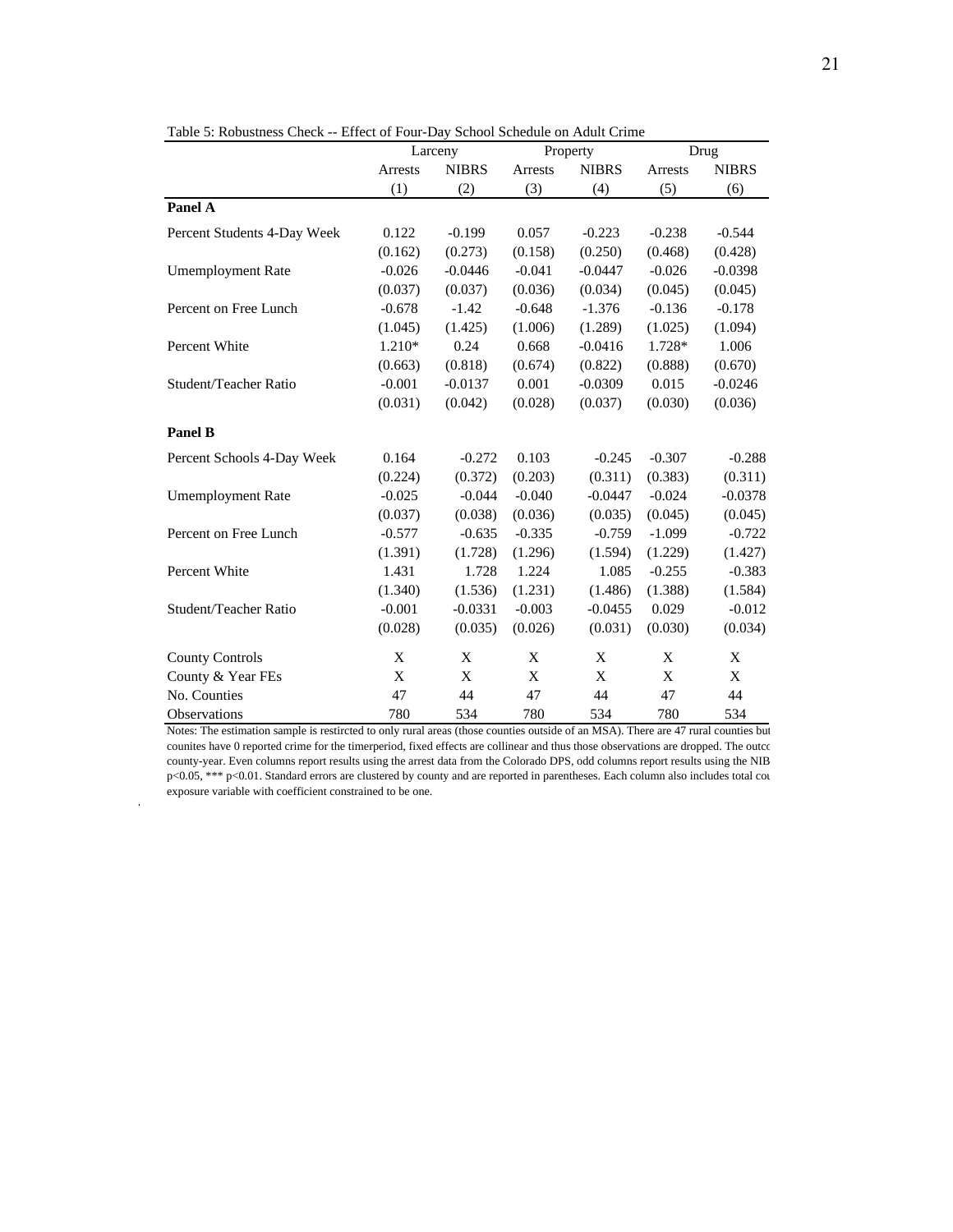Table 5: Robustness Check -- Effect of Four-Day School Schedule on Adult Crime

| | Larceny | | Property | | Drug | |
|---|---|---|---|---|---|---|
| | Arrests | NIBRS | Arrests | NIBRS | Arrests | NIBRS |
| | (1) | (2) | (3) | (4) | (5) | (6) |
| **Panel A** | | | | | | |
| Percent Students 4-Day Week | 0.122 | -0.199 | 0.057 | -0.223 | -0.238 | -0.544 |
| | (0.162) | (0.273) | (0.158) | (0.250) | (0.468) | (0.428) |
| Umemployment Rate | -0.026 | -0.0446 | -0.041 | -0.0447 | -0.026 | -0.0398 |
| | (0.037) | (0.037) | (0.036) | (0.034) | (0.045) | (0.045) |
| Percent on Free Lunch | -0.678 | -1.42 | -0.648 | -1.376 | -0.136 | -0.178 |
| | (1.045) | (1.425) | (1.006) | (1.289) | (1.025) | (1.094) |
| Percent White | 1.210* | 0.24 | 0.668 | -0.0416 | 1.728* | 1.006 |
| | (0.663) | (0.818) | (0.674) | (0.822) | (0.888) | (0.670) |
| Student/Teacher Ratio | -0.001 | -0.0137 | 0.001 | -0.0309 | 0.015 | -0.0246 |
| | (0.031) | (0.042) | (0.028) | (0.037) | (0.030) | (0.036) |
| **Panel B** | | | | | | |
| Percent Schools 4-Day Week | 0.164 | -0.272 | 0.103 | -0.245 | -0.307 | -0.288 |
| | (0.224) | (0.372) | (0.203) | (0.311) | (0.383) | (0.311) |
| Umemployment Rate | -0.025 | -0.044 | -0.040 | -0.0447 | -0.024 | -0.0378 |
| | (0.037) | (0.038) | (0.036) | (0.035) | (0.045) | (0.045) |
| Percent on Free Lunch | -0.577 | -0.635 | -0.335 | -0.759 | -1.099 | -0.722 |
| | (1.391) | (1.728) | (1.296) | (1.594) | (1.229) | (1.427) |
| Percent White | 1.431 | 1.728 | 1.224 | 1.085 | -0.255 | -0.383 |
| | (1.340) | (1.536) | (1.231) | (1.486) | (1.388) | (1.584) |
| Student/Teacher Ratio | -0.001 | -0.0331 | -0.003 | -0.0455 | 0.029 | -0.012 |
| | (0.028) | (0.035) | (0.026) | (0.031) | (0.030) | (0.034) |
| County Controls | X | X | X | X | X | X |
| County & Year FEs | X | X | X | X | X | X |
| No. Counties | 47 | 44 | 47 | 44 | 47 | 44 |
| Observations | 780 | 534 | 780 | 534 | 780 | 534 |

Notes: The estimation sample is restircted to only rural areas (those counties outside of an MSA). There are 47 rural counties but counites have 0 reported crime for the timerperiod, fixed effects are collinear and thus those observations are dropped. The outco county-year. Even columns report results using the arrest data from the Colorado DPS, odd columns report results using the NIB p<0.05, *** p<0.01. Standard errors are clustered by county and are reported in parentheses. Each column also includes total cou exposure variable with coefficient constrained to be one.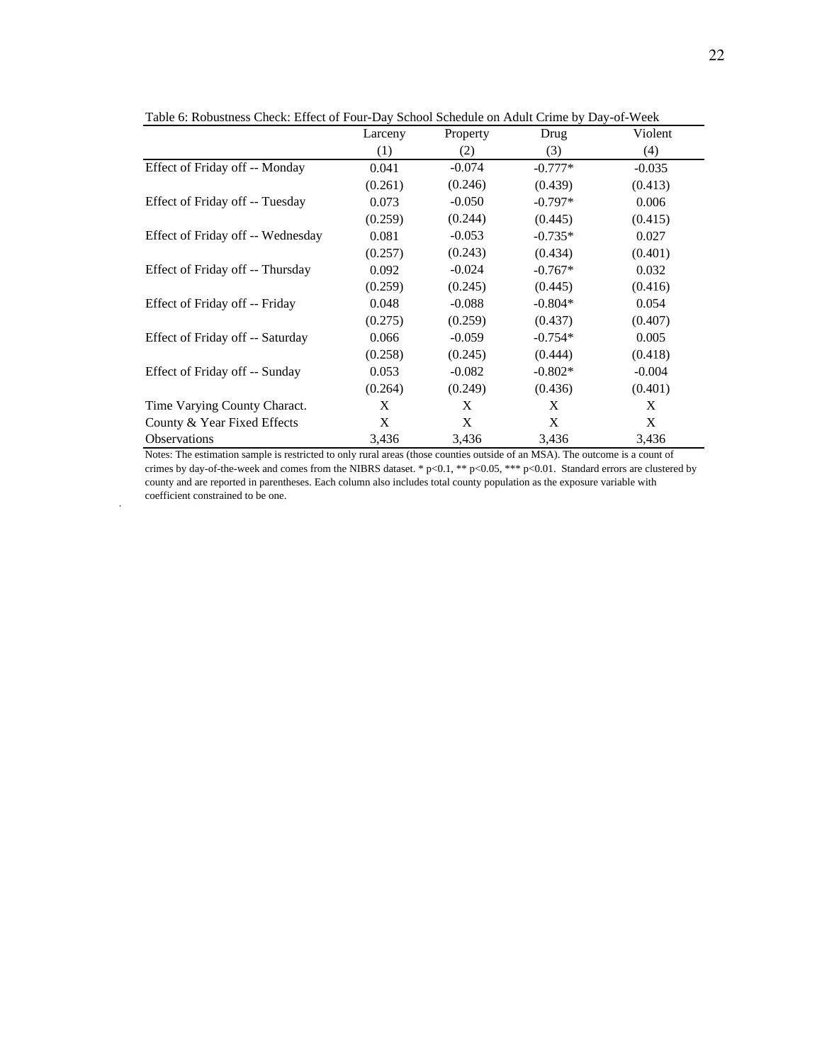Table 6: Robustness Check: Effect of Four-Day School Schedule on Adult Crime by Day-of-Week

| | Larceny | Property | Drug | Violent |
|---|---|---|---|---|
| | (1) | (2) | (3) | (4) |
| Effect of Friday off -- Monday | 0.041 | -0.074 | -0.777* | -0.035 |
| | (0.261) | (0.246) | (0.439) | (0.413) |
| Effect of Friday off -- Tuesday | 0.073 | -0.050 | -0.797* | 0.006 |
| | (0.259) | (0.244) | (0.445) | (0.415) |
| Effect of Friday off -- Wednesday | 0.081 | -0.053 | -0.735* | 0.027 |
| | (0.257) | (0.243) | (0.434) | (0.401) |
| Effect of Friday off -- Thursday | 0.092 | -0.024 | -0.767* | 0.032 |
| | (0.259) | (0.245) | (0.445) | (0.416) |
| Effect of Friday off -- Friday | 0.048 | -0.088 | -0.804* | 0.054 |
| | (0.275) | (0.259) | (0.437) | (0.407) |
| Effect of Friday off -- Saturday | 0.066 | -0.059 | -0.754* | 0.005 |
| | (0.258) | (0.245) | (0.444) | (0.418) |
| Effect of Friday off -- Sunday | 0.053 | -0.082 | -0.802* | -0.004 |
| | (0.264) | (0.249) | (0.436) | (0.401) |
| Time Varying County Charact. | X | X | X | X |
| County & Year Fixed Effects | X | X | X | X |
| Observations | 3,436 | 3,436 | 3,436 | 3,436 |

Notes: The estimation sample is restricted to only rural areas (those counties outside of an MSA). The outcome is a count of crimes by day-of-the-week and comes from the NIBRS dataset. * p<0.1, ** p<0.05, *** p<0.01. Standard errors are clustered by county and are reported in parentheses. Each column also includes total county population as the exposure variable with coefficient constrained to be one.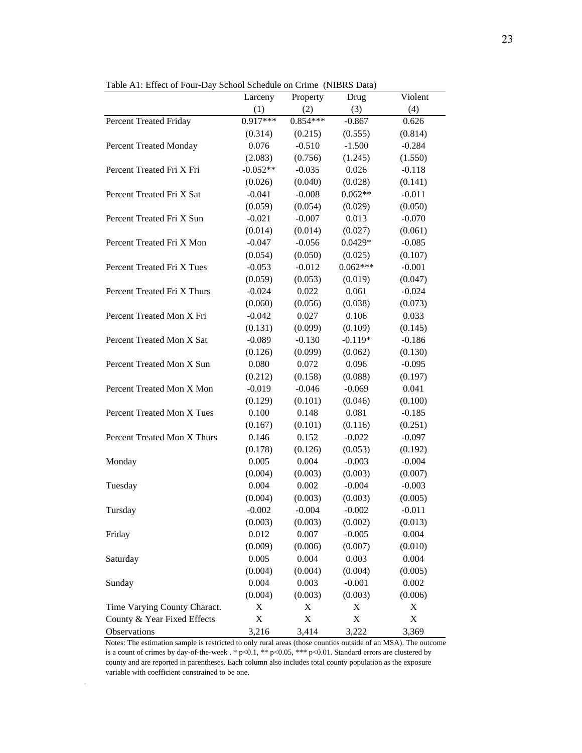Table A1: Effect of Four-Day School Schedule on Crime (NIBRS Data)

| | Larceny | Property | Drug | Violent |
|---|---|---|---|---|
| | (1) | (2) | (3) | (4) |
| Percent Treated Friday | 0.917*** | 0.854*** | -0.867 | 0.626 |
| | (0.314) | (0.215) | (0.555) | (0.814) |
| Percent Treated Monday | 0.076 | -0.510 | -1.500 | -0.284 |
| | (2.083) | (0.756) | (1.245) | (1.550) |
| Percent Treated Fri X Fri | -0.052** | -0.035 | 0.026 | -0.118 |
| | (0.026) | (0.040) | (0.028) | (0.141) |
| Percent Treated Fri X Sat | -0.041 | -0.008 | 0.062** | -0.011 |
| | (0.059) | (0.054) | (0.029) | (0.050) |
| Percent Treated Fri X Sun | -0.021 | -0.007 | 0.013 | -0.070 |
| | (0.014) | (0.014) | (0.027) | (0.061) |
| Percent Treated Fri X Mon | -0.047 | -0.056 | 0.0429* | -0.085 |
| | (0.054) | (0.050) | (0.025) | (0.107) |
| Percent Treated Fri X Tues | -0.053 | -0.012 | 0.062*** | -0.001 |
| | (0.059) | (0.053) | (0.019) | (0.047) |
| Percent Treated Fri X Thurs | -0.024 | 0.022 | 0.061 | -0.024 |
| | (0.060) | (0.056) | (0.038) | (0.073) |
| Percent Treated Mon X Fri | -0.042 | 0.027 | 0.106 | 0.033 |
| | (0.131) | (0.099) | (0.109) | (0.145) |
| Percent Treated Mon X Sat | -0.089 | -0.130 | -0.119* | -0.186 |
| | (0.126) | (0.099) | (0.062) | (0.130) |
| Percent Treated Mon X Sun | 0.080 | 0.072 | 0.096 | -0.095 |
| | (0.212) | (0.158) | (0.088) | (0.197) |
| Percent Treated Mon X Mon | -0.019 | -0.046 | -0.069 | 0.041 |
| | (0.129) | (0.101) | (0.046) | (0.100) |
| Percent Treated Mon X Tues | 0.100 | 0.148 | 0.081 | -0.185 |
| | (0.167) | (0.101) | (0.116) | (0.251) |
| Percent Treated Mon X Thurs | 0.146 | 0.152 | -0.022 | -0.097 |
| | (0.178) | (0.126) | (0.053) | (0.192) |
| Monday | 0.005 | 0.004 | -0.003 | -0.004 |
| | (0.004) | (0.003) | (0.003) | (0.007) |
| Tuesday | 0.004 | 0.002 | -0.004 | -0.003 |
| | (0.004) | (0.003) | (0.003) | (0.005) |
| Tursday | -0.002 | -0.004 | -0.002 | -0.011 |
| | (0.003) | (0.003) | (0.002) | (0.013) |
| Friday | 0.012 | 0.007 | -0.005 | 0.004 |
| | (0.009) | (0.006) | (0.007) | (0.010) |
| Saturday | 0.005 | 0.004 | 0.003 | 0.004 |
| | (0.004) | (0.004) | (0.004) | (0.005) |
| Sunday | 0.004 | 0.003 | -0.001 | 0.002 |
| | (0.004) | (0.003) | (0.003) | (0.006) |
| Time Varying County Charact. | X | X | X | X |
| County & Year Fixed Effects | X | X | X | X |
| Observations | 3,216 | 3,414 | 3,222 | 3,369 |

Notes: The estimation sample is restricted to only rural areas (those counties outside of an MSA). The outcome is a count of crimes by day-of-the-week . * p<0.1, ** p<0.05, *** p<0.01. Standard errors are clustered by county and are reported in parentheses. Each column also includes total county population as the exposure variable with coefficient constrained to be one.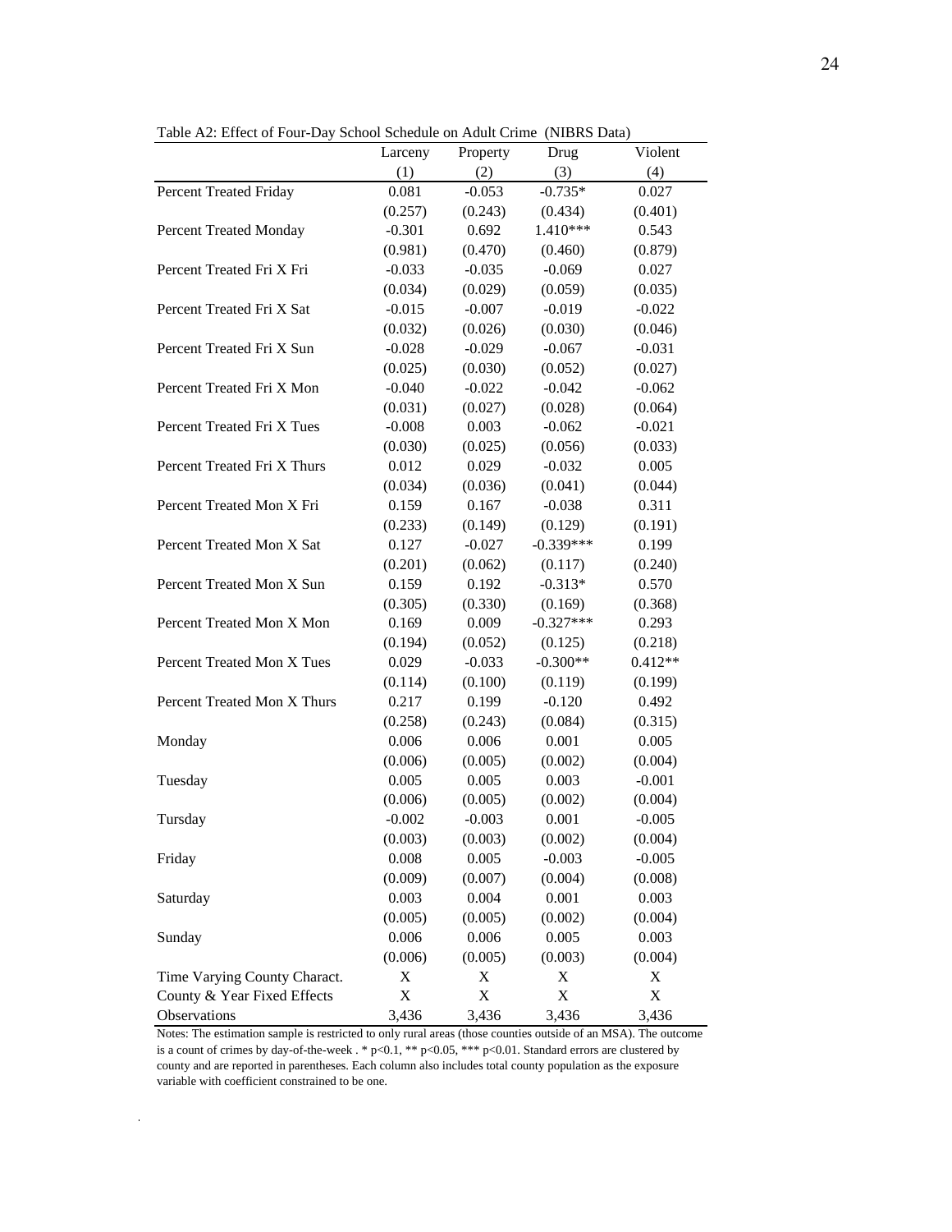Table A2: Effect of Four-Day School Schedule on Adult Crime (NIBRS Data)

| | Larceny | Property | Drug | Violent |
|---|---|---|---|---|
| | (1) | (2) | (3) | (4) |
| Percent Treated Friday | 0.081 | -0.053 | -0.735* | 0.027 |
| | (0.257) | (0.243) | (0.434) | (0.401) |
| Percent Treated Monday | -0.301 | 0.692 | 1.410*** | 0.543 |
| | (0.981) | (0.470) | (0.460) | (0.879) |
| Percent Treated Fri X Fri | -0.033 | -0.035 | -0.069 | 0.027 |
| | (0.034) | (0.029) | (0.059) | (0.035) |
| Percent Treated Fri X Sat | -0.015 | -0.007 | -0.019 | -0.022 |
| | (0.032) | (0.026) | (0.030) | (0.046) |
| Percent Treated Fri X Sun | -0.028 | -0.029 | -0.067 | -0.031 |
| | (0.025) | (0.030) | (0.052) | (0.027) |
| Percent Treated Fri X Mon | -0.040 | -0.022 | -0.042 | -0.062 |
| | (0.031) | (0.027) | (0.028) | (0.064) |
| Percent Treated Fri X Tues | -0.008 | 0.003 | -0.062 | -0.021 |
| | (0.030) | (0.025) | (0.056) | (0.033) |
| Percent Treated Fri X Thurs | 0.012 | 0.029 | -0.032 | 0.005 |
| | (0.034) | (0.036) | (0.041) | (0.044) |
| Percent Treated Mon X Fri | 0.159 | 0.167 | -0.038 | 0.311 |
| | (0.233) | (0.149) | (0.129) | (0.191) |
| Percent Treated Mon X Sat | 0.127 | -0.027 | -0.339*** | 0.199 |
| | (0.201) | (0.062) | (0.117) | (0.240) |
| Percent Treated Mon X Sun | 0.159 | 0.192 | -0.313* | 0.570 |
| | (0.305) | (0.330) | (0.169) | (0.368) |
| Percent Treated Mon X Mon | 0.169 | 0.009 | -0.327*** | 0.293 |
| | (0.194) | (0.052) | (0.125) | (0.218) |
| Percent Treated Mon X Tues | 0.029 | -0.033 | -0.300** | 0.412** |
| | (0.114) | (0.100) | (0.119) | (0.199) |
| Percent Treated Mon X Thurs | 0.217 | 0.199 | -0.120 | 0.492 |
| | (0.258) | (0.243) | (0.084) | (0.315) |
| Monday | 0.006 | 0.006 | 0.001 | 0.005 |
| | (0.006) | (0.005) | (0.002) | (0.004) |
| Tuesday | 0.005 | 0.005 | 0.003 | -0.001 |
| | (0.006) | (0.005) | (0.002) | (0.004) |
| Tursday | -0.002 | -0.003 | 0.001 | -0.005 |
| | (0.003) | (0.003) | (0.002) | (0.004) |
| Friday | 0.008 | 0.005 | -0.003 | -0.005 |
| | (0.009) | (0.007) | (0.004) | (0.008) |
| Saturday | 0.003 | 0.004 | 0.001 | 0.003 |
| | (0.005) | (0.005) | (0.002) | (0.004) |
| Sunday | 0.006 | 0.006 | 0.005 | 0.003 |
| | (0.006) | (0.005) | (0.003) | (0.004) |
| Time Varying County Charact. | X | X | X | X |
| County & Year Fixed Effects | X | X | X | X |
| Observations | 3,436 | 3,436 | 3,436 | 3,436 |

Notes: The estimation sample is restricted to only rural areas (those counties outside of an MSA). The outcome is a count of crimes by day-of-the-week . * p<0.1, ** p<0.05, *** p<0.01. Standard errors are clustered by county and are reported in parentheses. Each column also includes total county population as the exposure variable with coefficient constrained to be one.